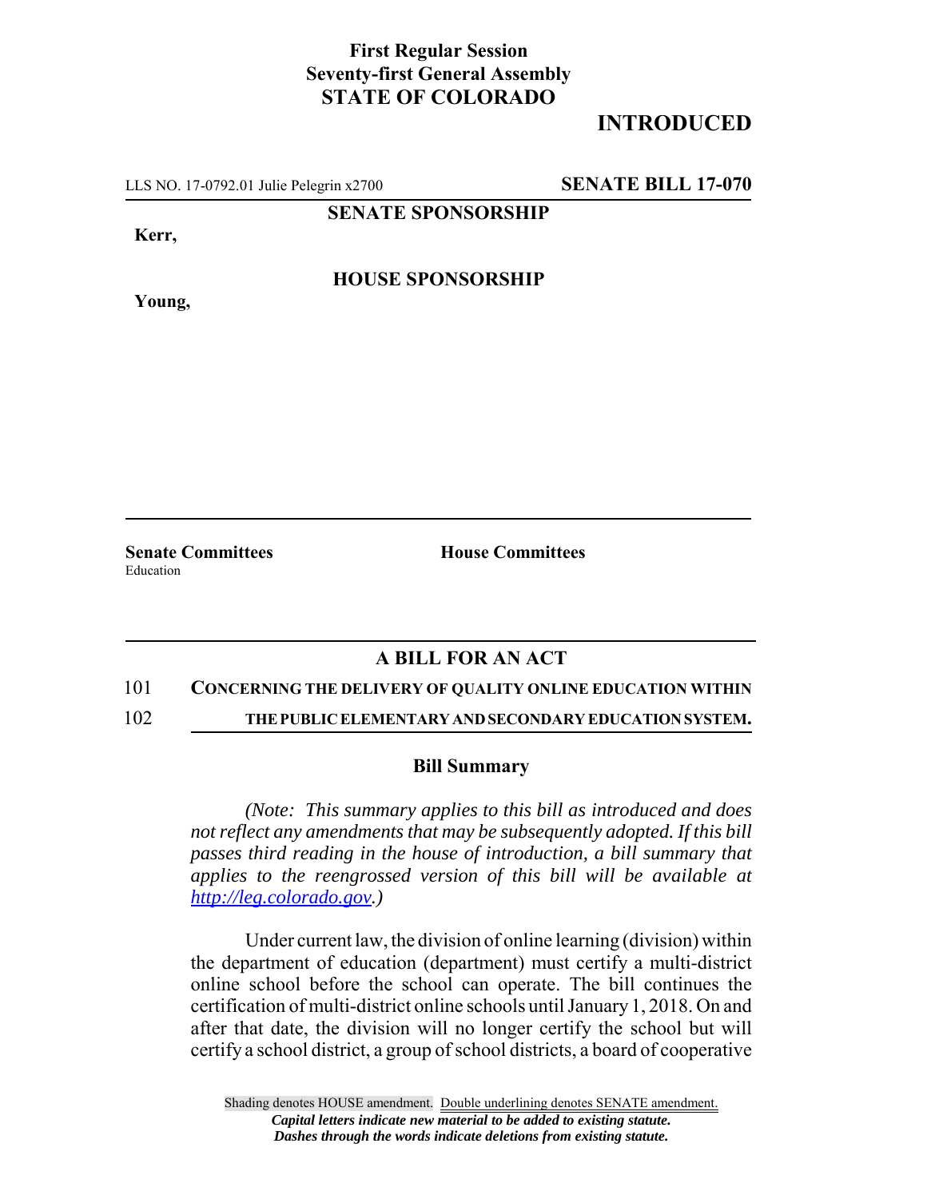**First Regular Session**
**Seventy-first General Assembly**
**STATE OF COLORADO**

# INTRODUCED

LLS NO. 17-0792.01 Julie Pelegrin x2700 **SENATE BILL 17-070**

**SENATE SPONSORSHIP**

**Kerr,**

**HOUSE SPONSORSHIP**

**Young,**

**Senate Committees**
Education

**House Committees**

## A BILL FOR AN ACT

101 **CONCERNING THE DELIVERY OF QUALITY ONLINE EDUCATION WITHIN**
102 **THE PUBLIC ELEMENTARY AND SECONDARY EDUCATION SYSTEM.**

### Bill Summary

*(Note: This summary applies to this bill as introduced and does not reflect any amendments that may be subsequently adopted. If this bill passes third reading in the house of introduction, a bill summary that applies to the reengrossed version of this bill will be available at http://leg.colorado.gov.)*

Under current law, the division of online learning (division) within the department of education (department) must certify a multi-district online school before the school can operate. The bill continues the certification of multi-district online schools until January 1, 2018. On and after that date, the division will no longer certify the school but will certify a school district, a group of school districts, a board of cooperative

Shading denotes HOUSE amendment. Double underlining denotes SENATE amendment.
*Capital letters indicate new material to be added to existing statute.*
*Dashes through the words indicate deletions from existing statute.*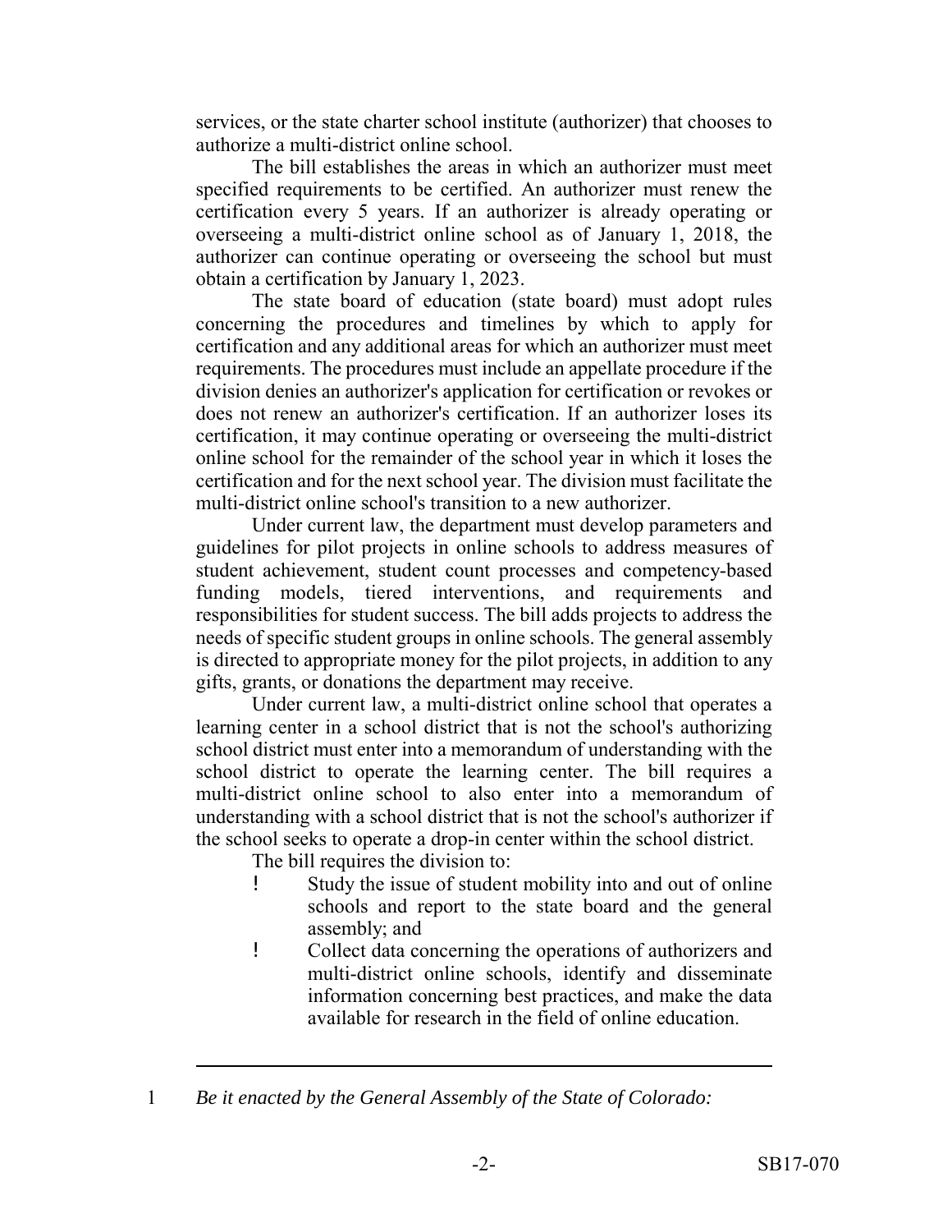services, or the state charter school institute (authorizer) that chooses to authorize a multi-district online school.

The bill establishes the areas in which an authorizer must meet specified requirements to be certified. An authorizer must renew the certification every 5 years. If an authorizer is already operating or overseeing a multi-district online school as of January 1, 2018, the authorizer can continue operating or overseeing the school but must obtain a certification by January 1, 2023.

The state board of education (state board) must adopt rules concerning the procedures and timelines by which to apply for certification and any additional areas for which an authorizer must meet requirements. The procedures must include an appellate procedure if the division denies an authorizer's application for certification or revokes or does not renew an authorizer's certification. If an authorizer loses its certification, it may continue operating or overseeing the multi-district online school for the remainder of the school year in which it loses the certification and for the next school year. The division must facilitate the multi-district online school's transition to a new authorizer.

Under current law, the department must develop parameters and guidelines for pilot projects in online schools to address measures of student achievement, student count processes and competency-based funding models, tiered interventions, and requirements and responsibilities for student success. The bill adds projects to address the needs of specific student groups in online schools. The general assembly is directed to appropriate money for the pilot projects, in addition to any gifts, grants, or donations the department may receive.

Under current law, a multi-district online school that operates a learning center in a school district that is not the school's authorizing school district must enter into a memorandum of understanding with the school district to operate the learning center. The bill requires a multi-district online school to also enter into a memorandum of understanding with a school district that is not the school's authorizer if the school seeks to operate a drop-in center within the school district.

The bill requires the division to:

- Study the issue of student mobility into and out of online schools and report to the state board and the general assembly; and
- Collect data concerning the operations of authorizers and multi-district online schools, identify and disseminate information concerning best practices, and make the data available for research in the field of online education.

---

1 *Be it enacted by the General Assembly of the State of Colorado:*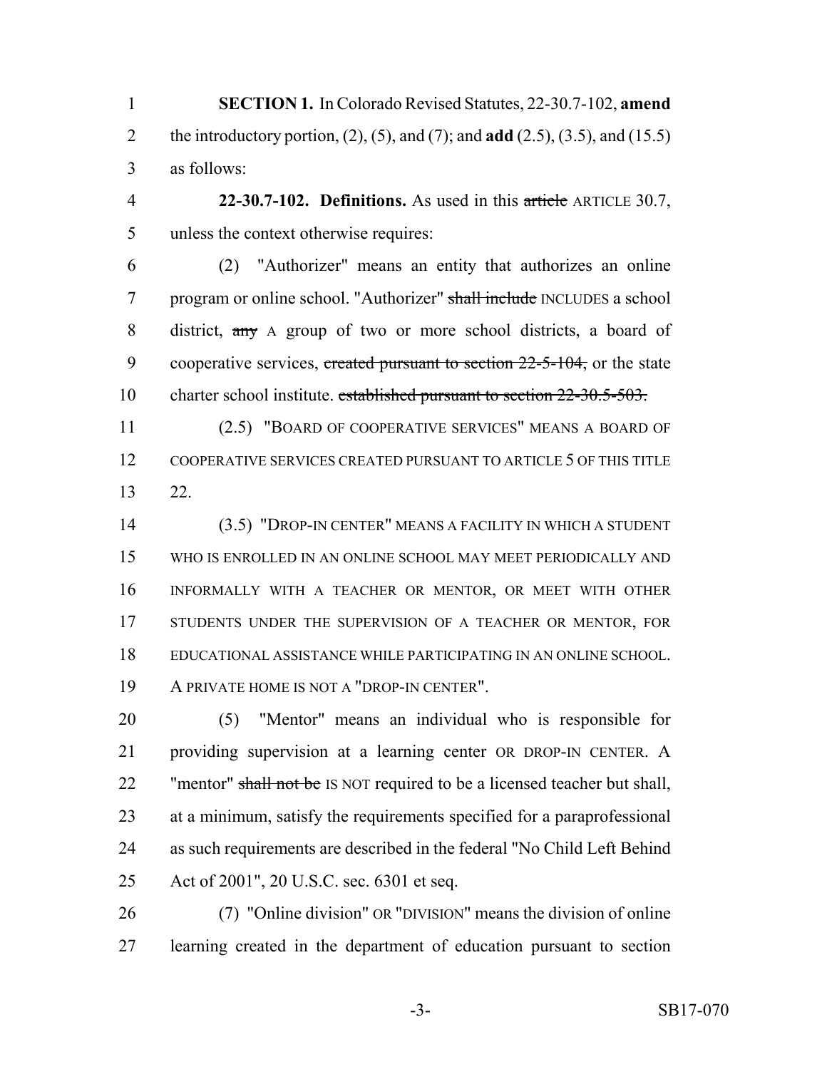**SECTION 1.** In Colorado Revised Statutes, 22-30.7-102, **amend** the introductory portion, (2), (5), and (7); and **add** (2.5), (3.5), and (15.5) as follows:

**22-30.7-102. Definitions.** As used in this ~~article~~ ARTICLE 30.7, unless the context otherwise requires:

(2) "Authorizer" means an entity that authorizes an online program or online school. "Authorizer" ~~shall include~~ INCLUDES a school district, ~~any~~ A group of two or more school districts, a board of cooperative services, ~~created pursuant to section 22-5-104,~~ or the state charter school institute. ~~established pursuant to section 22-30.5-503.~~

(2.5) "BOARD OF COOPERATIVE SERVICES" MEANS A BOARD OF COOPERATIVE SERVICES CREATED PURSUANT TO ARTICLE 5 OF THIS TITLE 22.

(3.5) "DROP-IN CENTER" MEANS A FACILITY IN WHICH A STUDENT WHO IS ENROLLED IN AN ONLINE SCHOOL MAY MEET PERIODICALLY AND INFORMALLY WITH A TEACHER OR MENTOR, OR MEET WITH OTHER STUDENTS UNDER THE SUPERVISION OF A TEACHER OR MENTOR, FOR EDUCATIONAL ASSISTANCE WHILE PARTICIPATING IN AN ONLINE SCHOOL. A PRIVATE HOME IS NOT A "DROP-IN CENTER".

(5) "Mentor" means an individual who is responsible for providing supervision at a learning center OR DROP-IN CENTER. A "mentor" ~~shall not be~~ IS NOT required to be a licensed teacher but shall, at a minimum, satisfy the requirements specified for a paraprofessional as such requirements are described in the federal "No Child Left Behind Act of 2001", 20 U.S.C. sec. 6301 et seq.

(7) "Online division" OR "DIVISION" means the division of online learning created in the department of education pursuant to section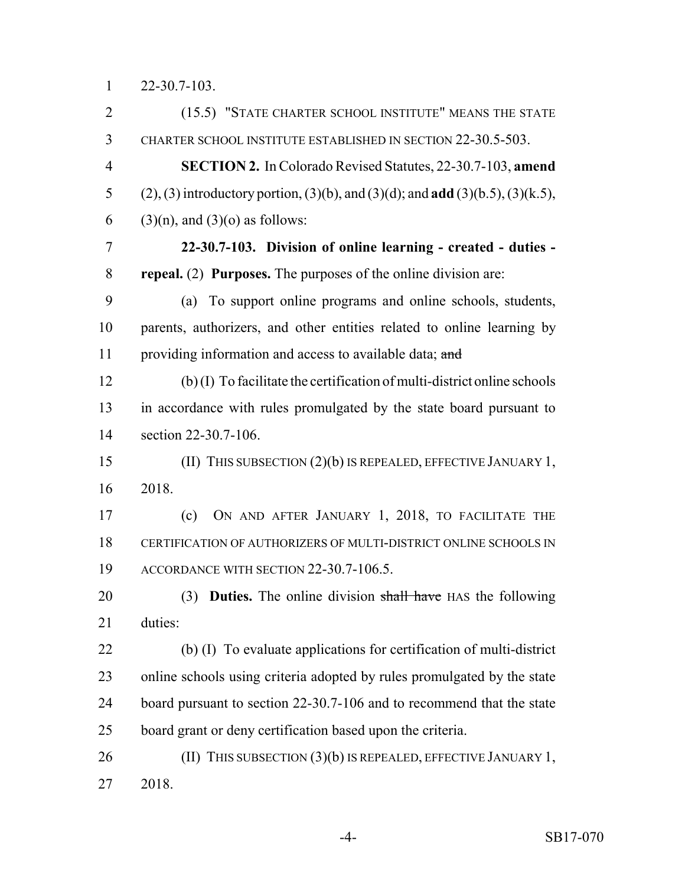22-30.7-103.

(15.5) "STATE CHARTER SCHOOL INSTITUTE" MEANS THE STATE CHARTER SCHOOL INSTITUTE ESTABLISHED IN SECTION 22-30.5-503.

**SECTION 2.** In Colorado Revised Statutes, 22-30.7-103, **amend** (2), (3) introductory portion, (3)(b), and (3)(d); and **add** (3)(b.5), (3)(k.5), (3)(n), and (3)(o) as follows:

**22-30.7-103. Division of online learning - created - duties - repeal.** (2) **Purposes.** The purposes of the online division are:

(a) To support online programs and online schools, students, parents, authorizers, and other entities related to online learning by providing information and access to available data; ~~and~~

(b) (I) To facilitate the certification of multi-district online schools in accordance with rules promulgated by the state board pursuant to section 22-30.7-106.

(II) THIS SUBSECTION (2)(b) IS REPEALED, EFFECTIVE JANUARY 1, 2018.

(c) ON AND AFTER JANUARY 1, 2018, TO FACILITATE THE CERTIFICATION OF AUTHORIZERS OF MULTI-DISTRICT ONLINE SCHOOLS IN ACCORDANCE WITH SECTION 22-30.7-106.5.

(3) **Duties.** The online division ~~shall have~~ HAS the following duties:

(b) (I) To evaluate applications for certification of multi-district online schools using criteria adopted by rules promulgated by the state board pursuant to section 22-30.7-106 and to recommend that the state board grant or deny certification based upon the criteria.

(II) THIS SUBSECTION (3)(b) IS REPEALED, EFFECTIVE JANUARY 1, 2018.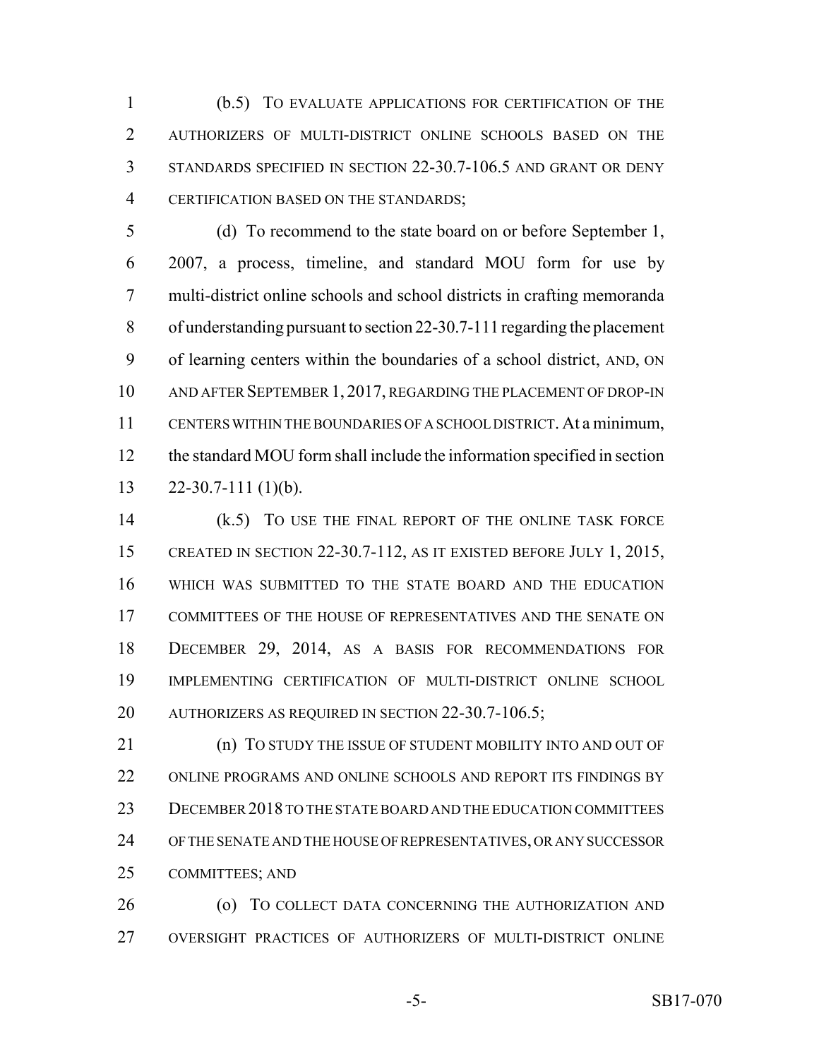(b.5) TO EVALUATE APPLICATIONS FOR CERTIFICATION OF THE AUTHORIZERS OF MULTI-DISTRICT ONLINE SCHOOLS BASED ON THE STANDARDS SPECIFIED IN SECTION 22-30.7-106.5 AND GRANT OR DENY CERTIFICATION BASED ON THE STANDARDS;

(d) To recommend to the state board on or before September 1, 2007, a process, timeline, and standard MOU form for use by multi-district online schools and school districts in crafting memoranda of understanding pursuant to section 22-30.7-111 regarding the placement of learning centers within the boundaries of a school district, AND, ON AND AFTER SEPTEMBER 1, 2017, REGARDING THE PLACEMENT OF DROP-IN CENTERS WITHIN THE BOUNDARIES OF A SCHOOL DISTRICT. At a minimum, the standard MOU form shall include the information specified in section 22-30.7-111 (1)(b).

(k.5) TO USE THE FINAL REPORT OF THE ONLINE TASK FORCE CREATED IN SECTION 22-30.7-112, AS IT EXISTED BEFORE JULY 1, 2015, WHICH WAS SUBMITTED TO THE STATE BOARD AND THE EDUCATION COMMITTEES OF THE HOUSE OF REPRESENTATIVES AND THE SENATE ON DECEMBER 29, 2014, AS A BASIS FOR RECOMMENDATIONS FOR IMPLEMENTING CERTIFICATION OF MULTI-DISTRICT ONLINE SCHOOL AUTHORIZERS AS REQUIRED IN SECTION 22-30.7-106.5;

(n) TO STUDY THE ISSUE OF STUDENT MOBILITY INTO AND OUT OF ONLINE PROGRAMS AND ONLINE SCHOOLS AND REPORT ITS FINDINGS BY DECEMBER 2018 TO THE STATE BOARD AND THE EDUCATION COMMITTEES OF THE SENATE AND THE HOUSE OF REPRESENTATIVES, OR ANY SUCCESSOR COMMITTEES; AND

(o) TO COLLECT DATA CONCERNING THE AUTHORIZATION AND OVERSIGHT PRACTICES OF AUTHORIZERS OF MULTI-DISTRICT ONLINE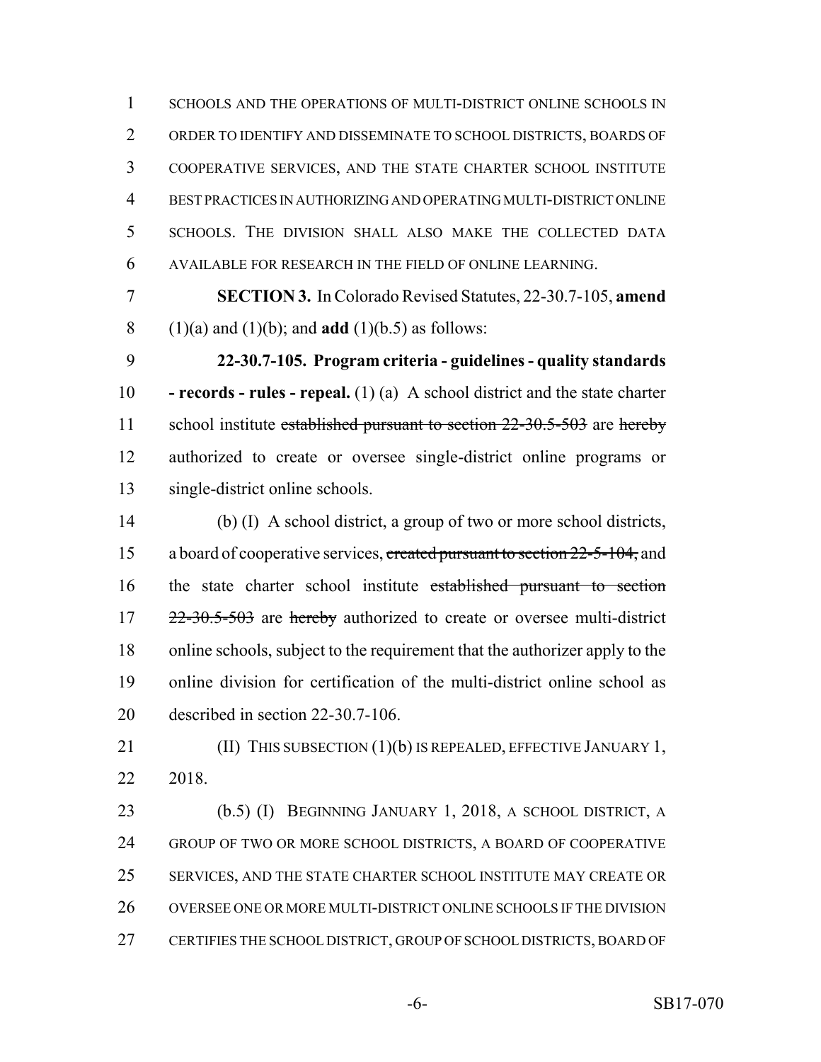SCHOOLS AND THE OPERATIONS OF MULTI-DISTRICT ONLINE SCHOOLS IN ORDER TO IDENTIFY AND DISSEMINATE TO SCHOOL DISTRICTS, BOARDS OF COOPERATIVE SERVICES, AND THE STATE CHARTER SCHOOL INSTITUTE BEST PRACTICES IN AUTHORIZING AND OPERATING MULTI-DISTRICT ONLINE SCHOOLS. THE DIVISION SHALL ALSO MAKE THE COLLECTED DATA AVAILABLE FOR RESEARCH IN THE FIELD OF ONLINE LEARNING.

**SECTION 3.** In Colorado Revised Statutes, 22-30.7-105, **amend** (1)(a) and (1)(b); and **add** (1)(b.5) as follows:

**22-30.7-105. Program criteria - guidelines - quality standards - records - rules - repeal.** (1) (a) A school district and the state charter school institute ~~established pursuant to section 22-30.5-503~~ are ~~hereby~~ authorized to create or oversee single-district online programs or single-district online schools.

(b) (I) A school district, a group of two or more school districts, a board of cooperative services, ~~created pursuant to section 22-5-104,~~ and the state charter school institute ~~established pursuant to section 22-30.5-503~~ are ~~hereby~~ authorized to create or oversee multi-district online schools, subject to the requirement that the authorizer apply to the online division for certification of the multi-district online school as described in section 22-30.7-106.

(II) THIS SUBSECTION (1)(b) IS REPEALED, EFFECTIVE JANUARY 1, 2018.

(b.5) (I) BEGINNING JANUARY 1, 2018, A SCHOOL DISTRICT, A GROUP OF TWO OR MORE SCHOOL DISTRICTS, A BOARD OF COOPERATIVE SERVICES, AND THE STATE CHARTER SCHOOL INSTITUTE MAY CREATE OR OVERSEE ONE OR MORE MULTI-DISTRICT ONLINE SCHOOLS IF THE DIVISION CERTIFIES THE SCHOOL DISTRICT, GROUP OF SCHOOL DISTRICTS, BOARD OF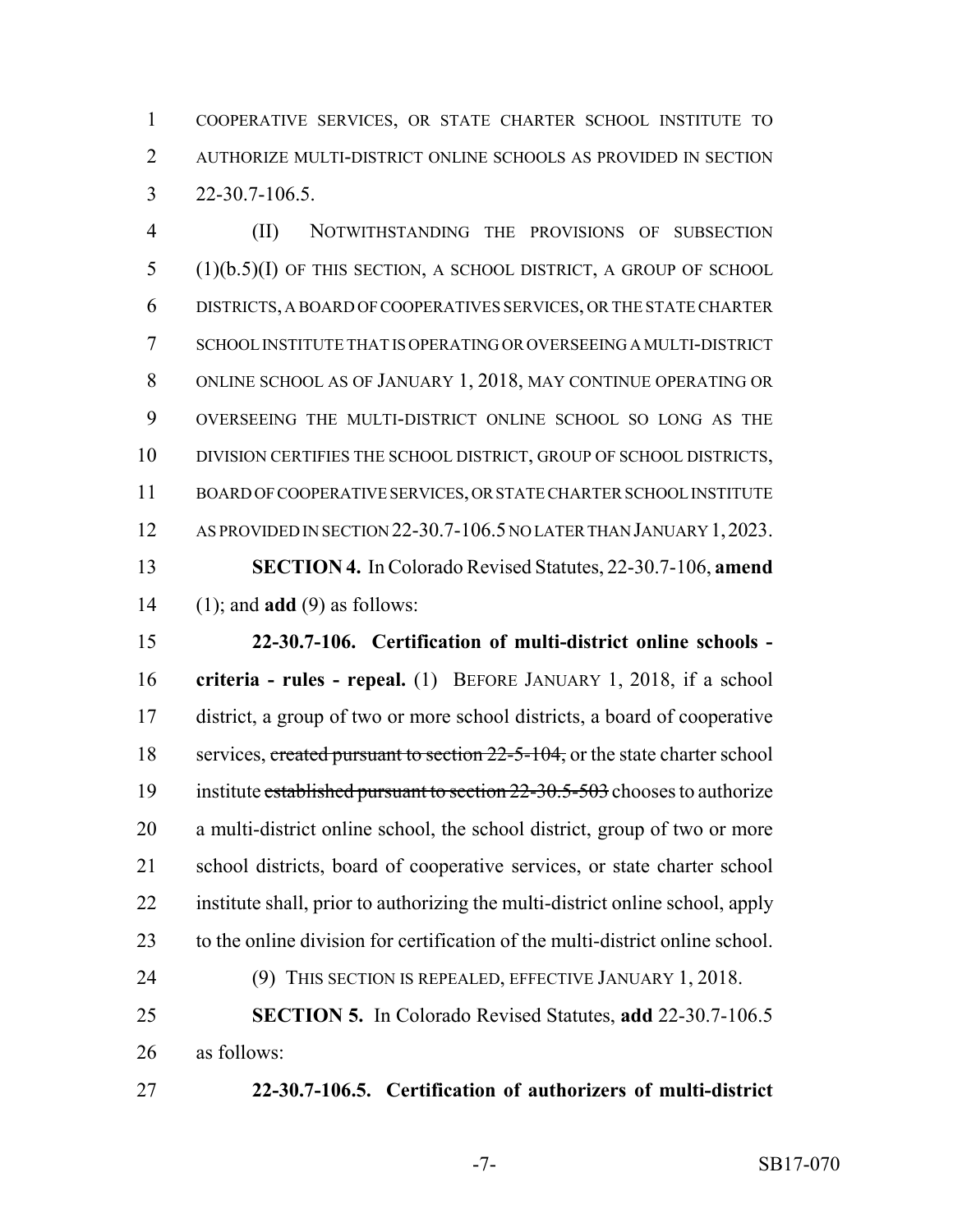COOPERATIVE SERVICES, OR STATE CHARTER SCHOOL INSTITUTE TO AUTHORIZE MULTI-DISTRICT ONLINE SCHOOLS AS PROVIDED IN SECTION 22-30.7-106.5.

(II) NOTWITHSTANDING THE PROVISIONS OF SUBSECTION (1)(b.5)(I) OF THIS SECTION, A SCHOOL DISTRICT, A GROUP OF SCHOOL DISTRICTS, A BOARD OF COOPERATIVES SERVICES, OR THE STATE CHARTER SCHOOL INSTITUTE THAT IS OPERATING OR OVERSEEING A MULTI-DISTRICT ONLINE SCHOOL AS OF JANUARY 1, 2018, MAY CONTINUE OPERATING OR OVERSEEING THE MULTI-DISTRICT ONLINE SCHOOL SO LONG AS THE DIVISION CERTIFIES THE SCHOOL DISTRICT, GROUP OF SCHOOL DISTRICTS, BOARD OF COOPERATIVE SERVICES, OR STATE CHARTER SCHOOL INSTITUTE AS PROVIDED IN SECTION 22-30.7-106.5 NO LATER THAN JANUARY 1, 2023.

**SECTION 4.** In Colorado Revised Statutes, 22-30.7-106, **amend** (1); and **add** (9) as follows:

**22-30.7-106. Certification of multi-district online schools - criteria - rules - repeal.** (1) BEFORE JANUARY 1, 2018, if a school district, a group of two or more school districts, a board of cooperative services, ~~created pursuant to section 22-5-104,~~ or the state charter school institute ~~established pursuant to section 22-30.5-503~~ chooses to authorize a multi-district online school, the school district, group of two or more school districts, board of cooperative services, or state charter school institute shall, prior to authorizing the multi-district online school, apply to the online division for certification of the multi-district online school.

(9) THIS SECTION IS REPEALED, EFFECTIVE JANUARY 1, 2018.

**SECTION 5.** In Colorado Revised Statutes, **add** 22-30.7-106.5 as follows:

**22-30.7-106.5. Certification of authorizers of multi-district**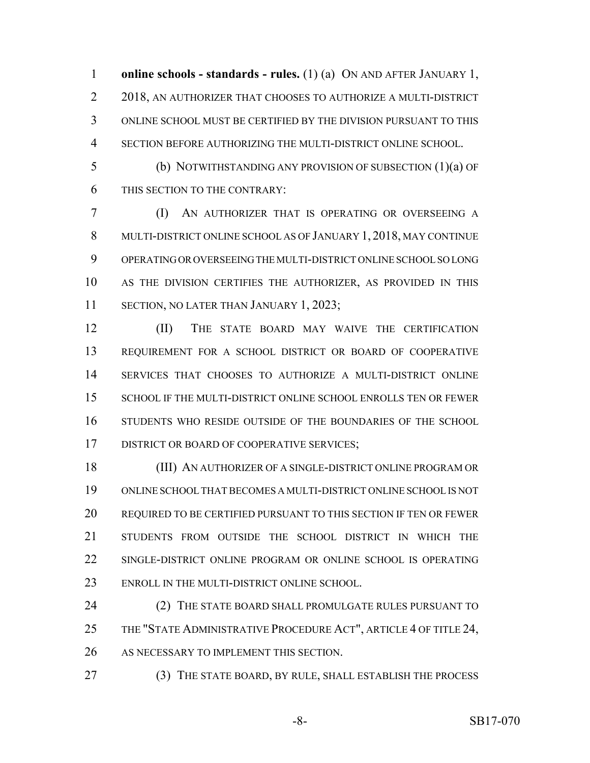**online schools - standards - rules.** (1) (a) ON AND AFTER JANUARY 1, 2018, AN AUTHORIZER THAT CHOOSES TO AUTHORIZE A MULTI-DISTRICT ONLINE SCHOOL MUST BE CERTIFIED BY THE DIVISION PURSUANT TO THIS SECTION BEFORE AUTHORIZING THE MULTI-DISTRICT ONLINE SCHOOL.

(b) NOTWITHSTANDING ANY PROVISION OF SUBSECTION (1)(a) OF THIS SECTION TO THE CONTRARY:

(I) AN AUTHORIZER THAT IS OPERATING OR OVERSEEING A MULTI-DISTRICT ONLINE SCHOOL AS OF JANUARY 1, 2018, MAY CONTINUE OPERATING OR OVERSEEING THE MULTI-DISTRICT ONLINE SCHOOL SO LONG AS THE DIVISION CERTIFIES THE AUTHORIZER, AS PROVIDED IN THIS SECTION, NO LATER THAN JANUARY 1, 2023;

(II) THE STATE BOARD MAY WAIVE THE CERTIFICATION REQUIREMENT FOR A SCHOOL DISTRICT OR BOARD OF COOPERATIVE SERVICES THAT CHOOSES TO AUTHORIZE A MULTI-DISTRICT ONLINE SCHOOL IF THE MULTI-DISTRICT ONLINE SCHOOL ENROLLS TEN OR FEWER STUDENTS WHO RESIDE OUTSIDE OF THE BOUNDARIES OF THE SCHOOL DISTRICT OR BOARD OF COOPERATIVE SERVICES;

(III) AN AUTHORIZER OF A SINGLE-DISTRICT ONLINE PROGRAM OR ONLINE SCHOOL THAT BECOMES A MULTI-DISTRICT ONLINE SCHOOL IS NOT REQUIRED TO BE CERTIFIED PURSUANT TO THIS SECTION IF TEN OR FEWER STUDENTS FROM OUTSIDE THE SCHOOL DISTRICT IN WHICH THE SINGLE-DISTRICT ONLINE PROGRAM OR ONLINE SCHOOL IS OPERATING ENROLL IN THE MULTI-DISTRICT ONLINE SCHOOL.

(2) THE STATE BOARD SHALL PROMULGATE RULES PURSUANT TO THE "STATE ADMINISTRATIVE PROCEDURE ACT", ARTICLE 4 OF TITLE 24, AS NECESSARY TO IMPLEMENT THIS SECTION.

(3) THE STATE BOARD, BY RULE, SHALL ESTABLISH THE PROCESS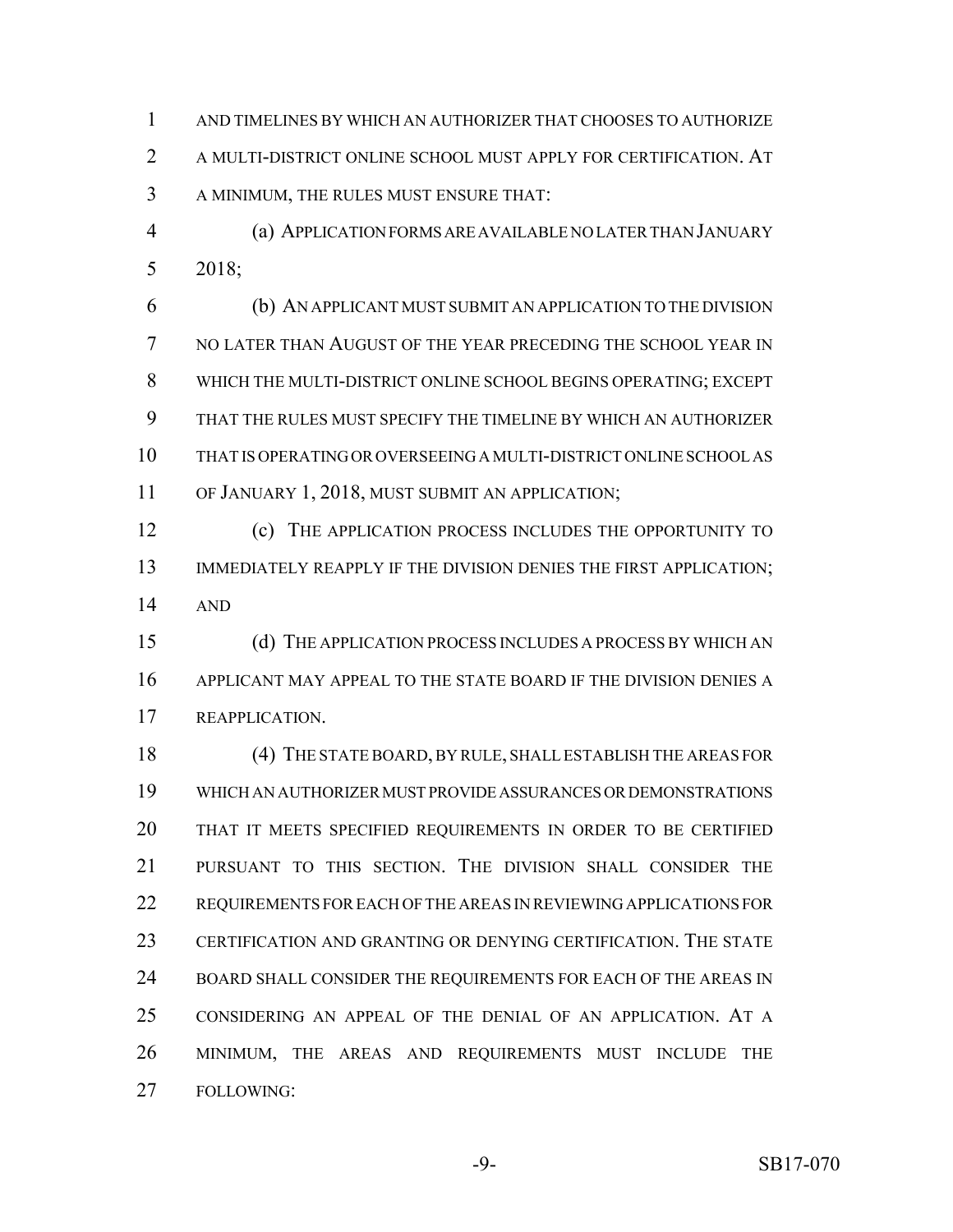AND TIMELINES BY WHICH AN AUTHORIZER THAT CHOOSES TO AUTHORIZE A MULTI-DISTRICT ONLINE SCHOOL MUST APPLY FOR CERTIFICATION. AT A MINIMUM, THE RULES MUST ENSURE THAT:

(a) APPLICATION FORMS ARE AVAILABLE NO LATER THAN JANUARY 2018;

(b) AN APPLICANT MUST SUBMIT AN APPLICATION TO THE DIVISION NO LATER THAN AUGUST OF THE YEAR PRECEDING THE SCHOOL YEAR IN WHICH THE MULTI-DISTRICT ONLINE SCHOOL BEGINS OPERATING; EXCEPT THAT THE RULES MUST SPECIFY THE TIMELINE BY WHICH AN AUTHORIZER THAT IS OPERATING OR OVERSEEING A MULTI-DISTRICT ONLINE SCHOOL AS OF JANUARY 1, 2018, MUST SUBMIT AN APPLICATION;

(c) THE APPLICATION PROCESS INCLUDES THE OPPORTUNITY TO IMMEDIATELY REAPPLY IF THE DIVISION DENIES THE FIRST APPLICATION; AND

(d) THE APPLICATION PROCESS INCLUDES A PROCESS BY WHICH AN APPLICANT MAY APPEAL TO THE STATE BOARD IF THE DIVISION DENIES A REAPPLICATION.

(4) THE STATE BOARD, BY RULE, SHALL ESTABLISH THE AREAS FOR WHICH AN AUTHORIZER MUST PROVIDE ASSURANCES OR DEMONSTRATIONS THAT IT MEETS SPECIFIED REQUIREMENTS IN ORDER TO BE CERTIFIED PURSUANT TO THIS SECTION. THE DIVISION SHALL CONSIDER THE REQUIREMENTS FOR EACH OF THE AREAS IN REVIEWING APPLICATIONS FOR CERTIFICATION AND GRANTING OR DENYING CERTIFICATION. THE STATE BOARD SHALL CONSIDER THE REQUIREMENTS FOR EACH OF THE AREAS IN CONSIDERING AN APPEAL OF THE DENIAL OF AN APPLICATION. AT A MINIMUM, THE AREAS AND REQUIREMENTS MUST INCLUDE THE FOLLOWING: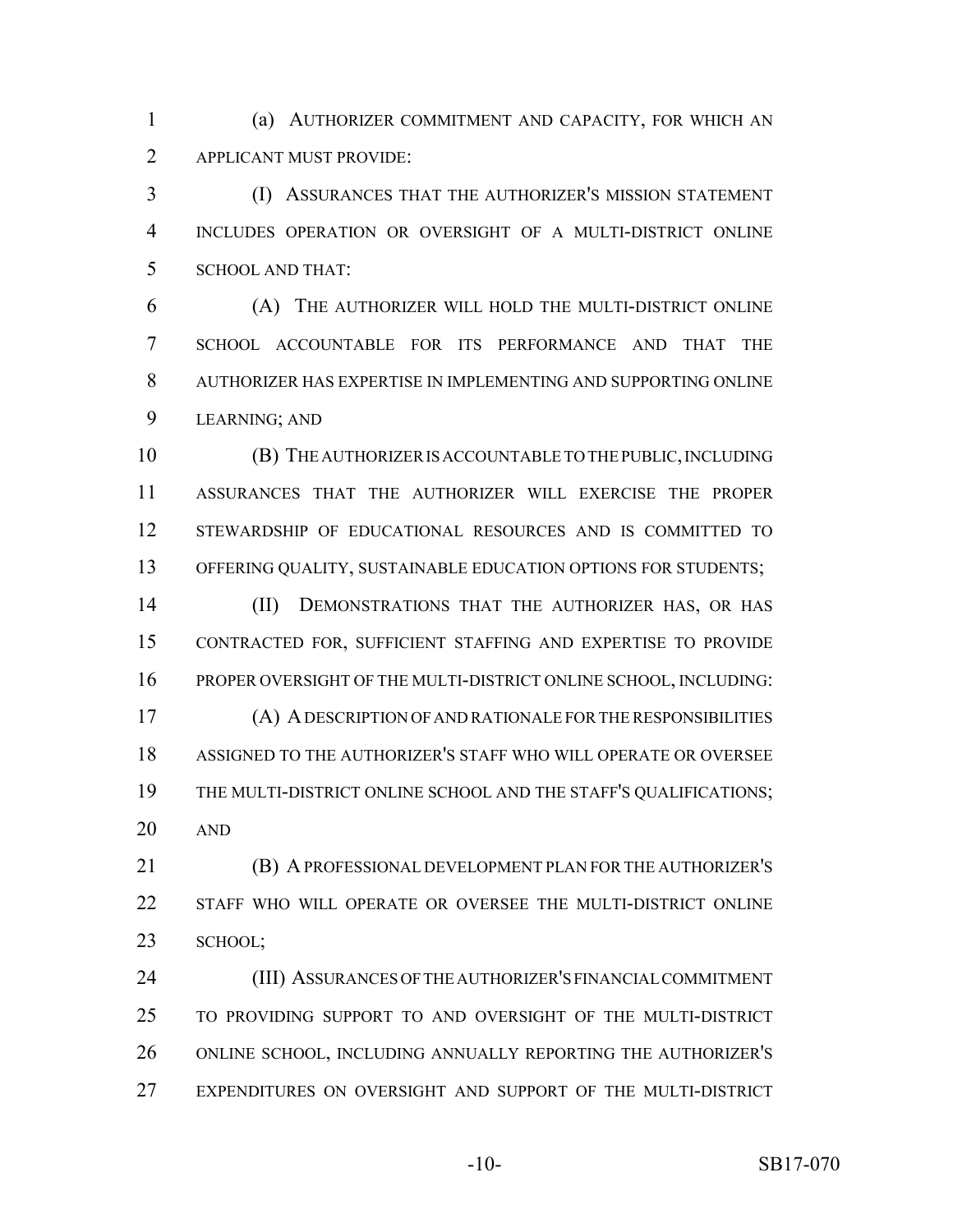(a) AUTHORIZER COMMITMENT AND CAPACITY, FOR WHICH AN APPLICANT MUST PROVIDE:

(I) ASSURANCES THAT THE AUTHORIZER'S MISSION STATEMENT INCLUDES OPERATION OR OVERSIGHT OF A MULTI-DISTRICT ONLINE SCHOOL AND THAT:

(A) THE AUTHORIZER WILL HOLD THE MULTI-DISTRICT ONLINE SCHOOL ACCOUNTABLE FOR ITS PERFORMANCE AND THAT THE AUTHORIZER HAS EXPERTISE IN IMPLEMENTING AND SUPPORTING ONLINE LEARNING; AND

(B) THE AUTHORIZER IS ACCOUNTABLE TO THE PUBLIC, INCLUDING ASSURANCES THAT THE AUTHORIZER WILL EXERCISE THE PROPER STEWARDSHIP OF EDUCATIONAL RESOURCES AND IS COMMITTED TO OFFERING QUALITY, SUSTAINABLE EDUCATION OPTIONS FOR STUDENTS;

(II) DEMONSTRATIONS THAT THE AUTHORIZER HAS, OR HAS CONTRACTED FOR, SUFFICIENT STAFFING AND EXPERTISE TO PROVIDE PROPER OVERSIGHT OF THE MULTI-DISTRICT ONLINE SCHOOL, INCLUDING:

(A) A DESCRIPTION OF AND RATIONALE FOR THE RESPONSIBILITIES ASSIGNED TO THE AUTHORIZER'S STAFF WHO WILL OPERATE OR OVERSEE THE MULTI-DISTRICT ONLINE SCHOOL AND THE STAFF'S QUALIFICATIONS; AND

(B) A PROFESSIONAL DEVELOPMENT PLAN FOR THE AUTHORIZER'S STAFF WHO WILL OPERATE OR OVERSEE THE MULTI-DISTRICT ONLINE SCHOOL;

(III) ASSURANCES OF THE AUTHORIZER'S FINANCIAL COMMITMENT TO PROVIDING SUPPORT TO AND OVERSIGHT OF THE MULTI-DISTRICT ONLINE SCHOOL, INCLUDING ANNUALLY REPORTING THE AUTHORIZER'S EXPENDITURES ON OVERSIGHT AND SUPPORT OF THE MULTI-DISTRICT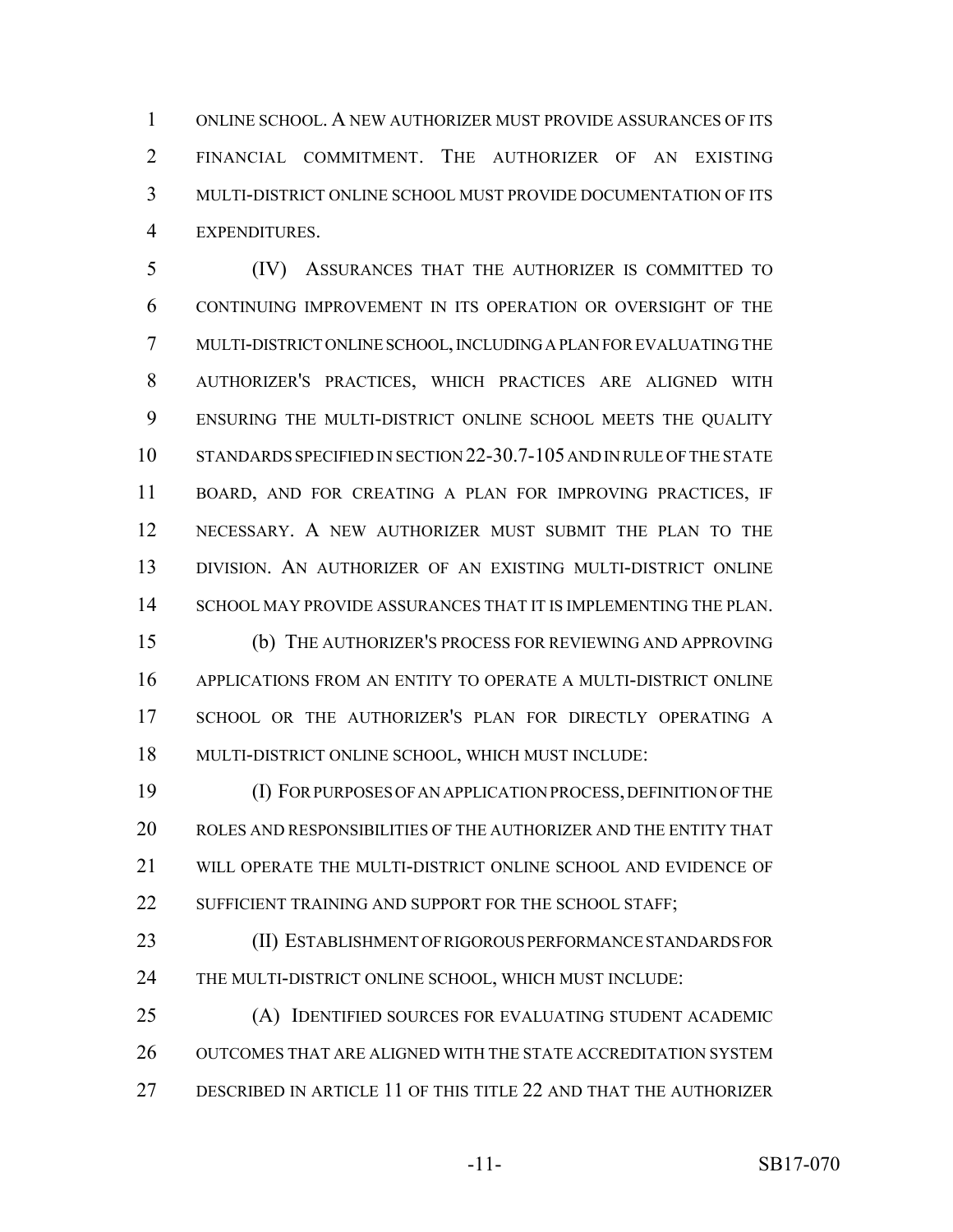ONLINE SCHOOL. A NEW AUTHORIZER MUST PROVIDE ASSURANCES OF ITS FINANCIAL COMMITMENT. THE AUTHORIZER OF AN EXISTING MULTI-DISTRICT ONLINE SCHOOL MUST PROVIDE DOCUMENTATION OF ITS EXPENDITURES.

(IV) ASSURANCES THAT THE AUTHORIZER IS COMMITTED TO CONTINUING IMPROVEMENT IN ITS OPERATION OR OVERSIGHT OF THE MULTI-DISTRICT ONLINE SCHOOL, INCLUDING A PLAN FOR EVALUATING THE AUTHORIZER'S PRACTICES, WHICH PRACTICES ARE ALIGNED WITH ENSURING THE MULTI-DISTRICT ONLINE SCHOOL MEETS THE QUALITY STANDARDS SPECIFIED IN SECTION 22-30.7-105 AND IN RULE OF THE STATE BOARD, AND FOR CREATING A PLAN FOR IMPROVING PRACTICES, IF NECESSARY. A NEW AUTHORIZER MUST SUBMIT THE PLAN TO THE DIVISION. AN AUTHORIZER OF AN EXISTING MULTI-DISTRICT ONLINE SCHOOL MAY PROVIDE ASSURANCES THAT IT IS IMPLEMENTING THE PLAN.

(b) THE AUTHORIZER'S PROCESS FOR REVIEWING AND APPROVING APPLICATIONS FROM AN ENTITY TO OPERATE A MULTI-DISTRICT ONLINE SCHOOL OR THE AUTHORIZER'S PLAN FOR DIRECTLY OPERATING A MULTI-DISTRICT ONLINE SCHOOL, WHICH MUST INCLUDE:

(I) FOR PURPOSES OF AN APPLICATION PROCESS, DEFINITION OF THE ROLES AND RESPONSIBILITIES OF THE AUTHORIZER AND THE ENTITY THAT WILL OPERATE THE MULTI-DISTRICT ONLINE SCHOOL AND EVIDENCE OF SUFFICIENT TRAINING AND SUPPORT FOR THE SCHOOL STAFF;

(II) ESTABLISHMENT OF RIGOROUS PERFORMANCE STANDARDS FOR THE MULTI-DISTRICT ONLINE SCHOOL, WHICH MUST INCLUDE:

(A) IDENTIFIED SOURCES FOR EVALUATING STUDENT ACADEMIC OUTCOMES THAT ARE ALIGNED WITH THE STATE ACCREDITATION SYSTEM DESCRIBED IN ARTICLE 11 OF THIS TITLE 22 AND THAT THE AUTHORIZER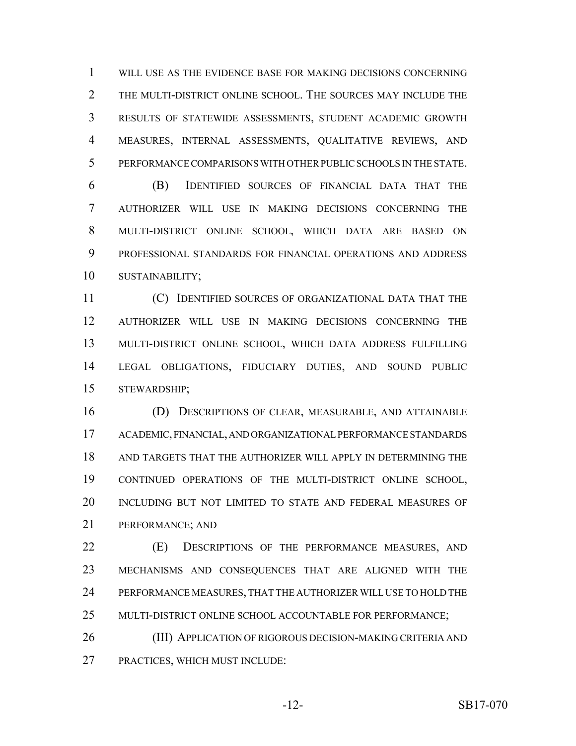WILL USE AS THE EVIDENCE BASE FOR MAKING DECISIONS CONCERNING THE MULTI-DISTRICT ONLINE SCHOOL. THE SOURCES MAY INCLUDE THE RESULTS OF STATEWIDE ASSESSMENTS, STUDENT ACADEMIC GROWTH MEASURES, INTERNAL ASSESSMENTS, QUALITATIVE REVIEWS, AND PERFORMANCE COMPARISONS WITH OTHER PUBLIC SCHOOLS IN THE STATE.

(B) IDENTIFIED SOURCES OF FINANCIAL DATA THAT THE AUTHORIZER WILL USE IN MAKING DECISIONS CONCERNING THE MULTI-DISTRICT ONLINE SCHOOL, WHICH DATA ARE BASED ON PROFESSIONAL STANDARDS FOR FINANCIAL OPERATIONS AND ADDRESS SUSTAINABILITY;

(C) IDENTIFIED SOURCES OF ORGANIZATIONAL DATA THAT THE AUTHORIZER WILL USE IN MAKING DECISIONS CONCERNING THE MULTI-DISTRICT ONLINE SCHOOL, WHICH DATA ADDRESS FULFILLING LEGAL OBLIGATIONS, FIDUCIARY DUTIES, AND SOUND PUBLIC STEWARDSHIP;

(D) DESCRIPTIONS OF CLEAR, MEASURABLE, AND ATTAINABLE ACADEMIC, FINANCIAL, AND ORGANIZATIONAL PERFORMANCE STANDARDS AND TARGETS THAT THE AUTHORIZER WILL APPLY IN DETERMINING THE CONTINUED OPERATIONS OF THE MULTI-DISTRICT ONLINE SCHOOL, INCLUDING BUT NOT LIMITED TO STATE AND FEDERAL MEASURES OF PERFORMANCE; AND

(E) DESCRIPTIONS OF THE PERFORMANCE MEASURES, AND MECHANISMS AND CONSEQUENCES THAT ARE ALIGNED WITH THE PERFORMANCE MEASURES, THAT THE AUTHORIZER WILL USE TO HOLD THE MULTI-DISTRICT ONLINE SCHOOL ACCOUNTABLE FOR PERFORMANCE;

(III) APPLICATION OF RIGOROUS DECISION-MAKING CRITERIA AND PRACTICES, WHICH MUST INCLUDE: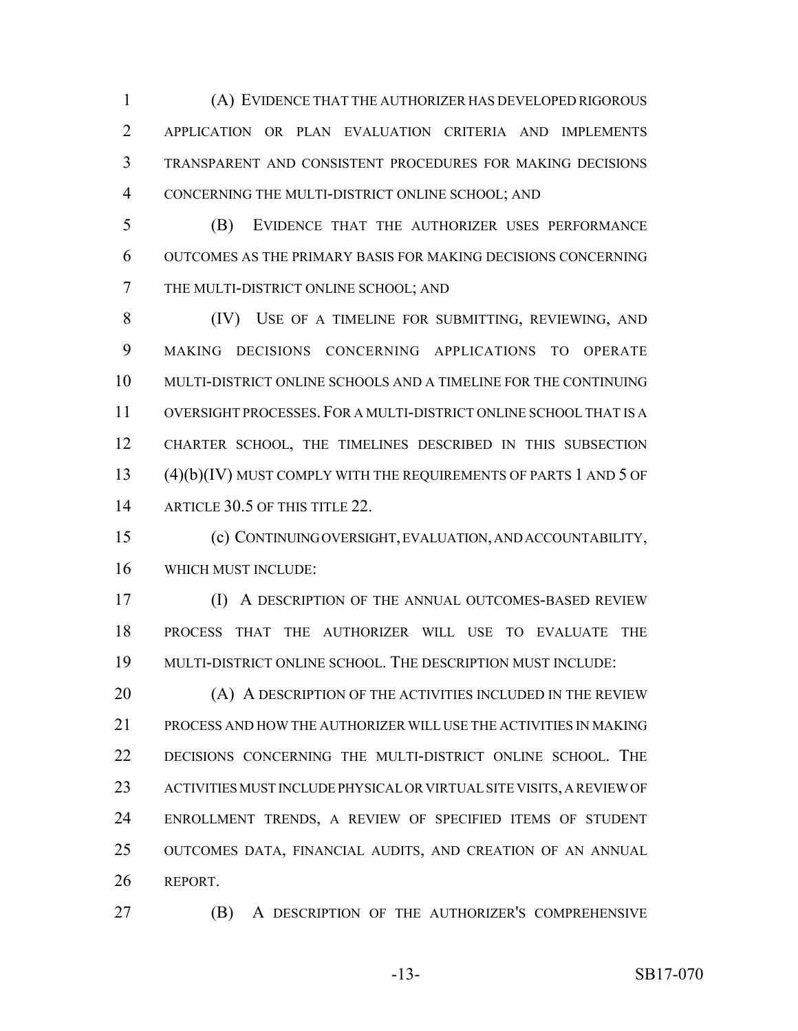(A) EVIDENCE THAT THE AUTHORIZER HAS DEVELOPED RIGOROUS APPLICATION OR PLAN EVALUATION CRITERIA AND IMPLEMENTS TRANSPARENT AND CONSISTENT PROCEDURES FOR MAKING DECISIONS CONCERNING THE MULTI-DISTRICT ONLINE SCHOOL; AND

(B) EVIDENCE THAT THE AUTHORIZER USES PERFORMANCE OUTCOMES AS THE PRIMARY BASIS FOR MAKING DECISIONS CONCERNING THE MULTI-DISTRICT ONLINE SCHOOL; AND

(IV) USE OF A TIMELINE FOR SUBMITTING, REVIEWING, AND MAKING DECISIONS CONCERNING APPLICATIONS TO OPERATE MULTI-DISTRICT ONLINE SCHOOLS AND A TIMELINE FOR THE CONTINUING OVERSIGHT PROCESSES. FOR A MULTI-DISTRICT ONLINE SCHOOL THAT IS A CHARTER SCHOOL, THE TIMELINES DESCRIBED IN THIS SUBSECTION (4)(b)(IV) MUST COMPLY WITH THE REQUIREMENTS OF PARTS 1 AND 5 OF ARTICLE 30.5 OF THIS TITLE 22.

(c) CONTINUING OVERSIGHT, EVALUATION, AND ACCOUNTABILITY, WHICH MUST INCLUDE:

(I) A DESCRIPTION OF THE ANNUAL OUTCOMES-BASED REVIEW PROCESS THAT THE AUTHORIZER WILL USE TO EVALUATE THE MULTI-DISTRICT ONLINE SCHOOL. THE DESCRIPTION MUST INCLUDE:

(A) A DESCRIPTION OF THE ACTIVITIES INCLUDED IN THE REVIEW PROCESS AND HOW THE AUTHORIZER WILL USE THE ACTIVITIES IN MAKING DECISIONS CONCERNING THE MULTI-DISTRICT ONLINE SCHOOL. THE ACTIVITIES MUST INCLUDE PHYSICAL OR VIRTUAL SITE VISITS, A REVIEW OF ENROLLMENT TRENDS, A REVIEW OF SPECIFIED ITEMS OF STUDENT OUTCOMES DATA, FINANCIAL AUDITS, AND CREATION OF AN ANNUAL REPORT.

(B) A DESCRIPTION OF THE AUTHORIZER'S COMPREHENSIVE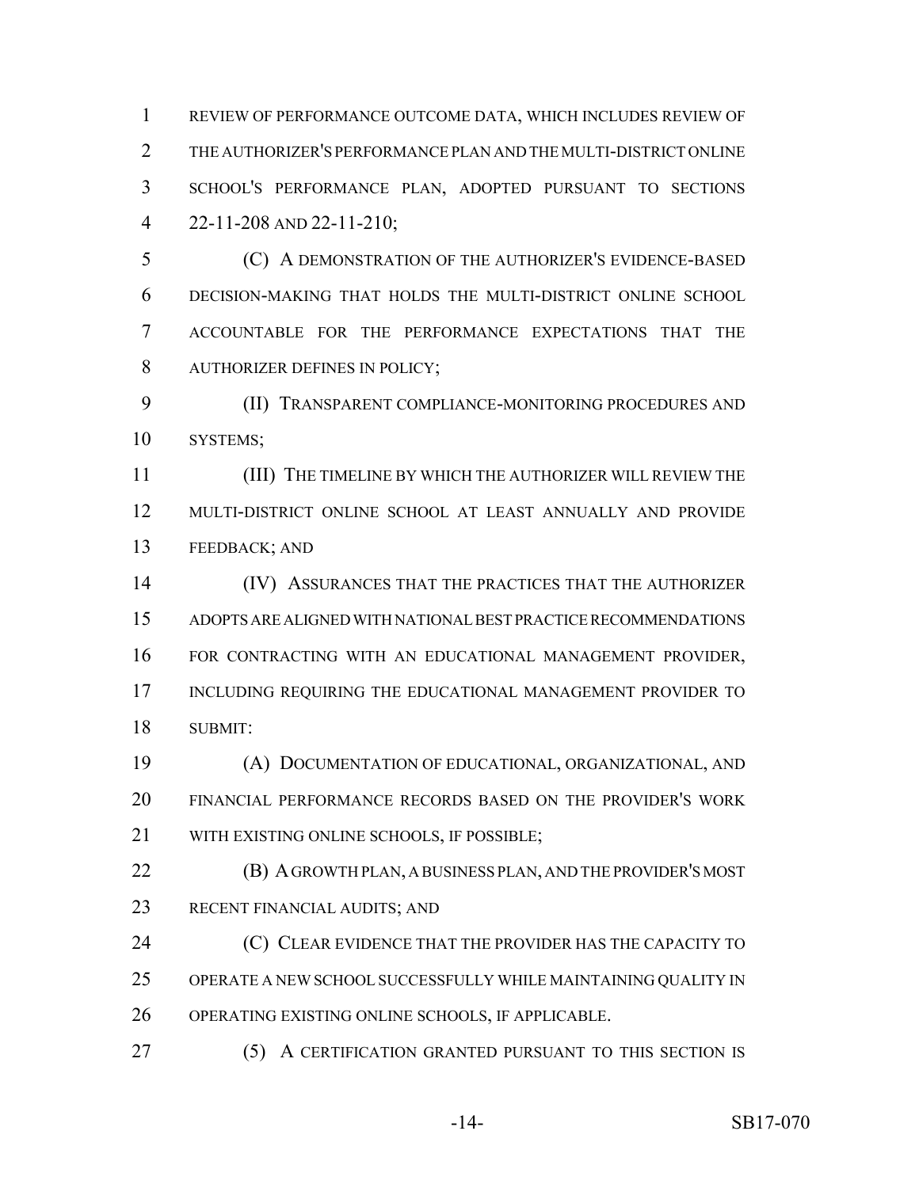REVIEW OF PERFORMANCE OUTCOME DATA, WHICH INCLUDES REVIEW OF THE AUTHORIZER'S PERFORMANCE PLAN AND THE MULTI-DISTRICT ONLINE SCHOOL'S PERFORMANCE PLAN, ADOPTED PURSUANT TO SECTIONS 22-11-208 AND 22-11-210;

(C) A DEMONSTRATION OF THE AUTHORIZER'S EVIDENCE-BASED DECISION-MAKING THAT HOLDS THE MULTI-DISTRICT ONLINE SCHOOL ACCOUNTABLE FOR THE PERFORMANCE EXPECTATIONS THAT THE AUTHORIZER DEFINES IN POLICY;

(II) TRANSPARENT COMPLIANCE-MONITORING PROCEDURES AND SYSTEMS;

(III) THE TIMELINE BY WHICH THE AUTHORIZER WILL REVIEW THE MULTI-DISTRICT ONLINE SCHOOL AT LEAST ANNUALLY AND PROVIDE FEEDBACK; AND

(IV) ASSURANCES THAT THE PRACTICES THAT THE AUTHORIZER ADOPTS ARE ALIGNED WITH NATIONAL BEST PRACTICE RECOMMENDATIONS FOR CONTRACTING WITH AN EDUCATIONAL MANAGEMENT PROVIDER, INCLUDING REQUIRING THE EDUCATIONAL MANAGEMENT PROVIDER TO SUBMIT:

(A) DOCUMENTATION OF EDUCATIONAL, ORGANIZATIONAL, AND FINANCIAL PERFORMANCE RECORDS BASED ON THE PROVIDER'S WORK WITH EXISTING ONLINE SCHOOLS, IF POSSIBLE;

(B) A GROWTH PLAN, A BUSINESS PLAN, AND THE PROVIDER'S MOST RECENT FINANCIAL AUDITS; AND

(C) CLEAR EVIDENCE THAT THE PROVIDER HAS THE CAPACITY TO OPERATE A NEW SCHOOL SUCCESSFULLY WHILE MAINTAINING QUALITY IN OPERATING EXISTING ONLINE SCHOOLS, IF APPLICABLE.

(5) A CERTIFICATION GRANTED PURSUANT TO THIS SECTION IS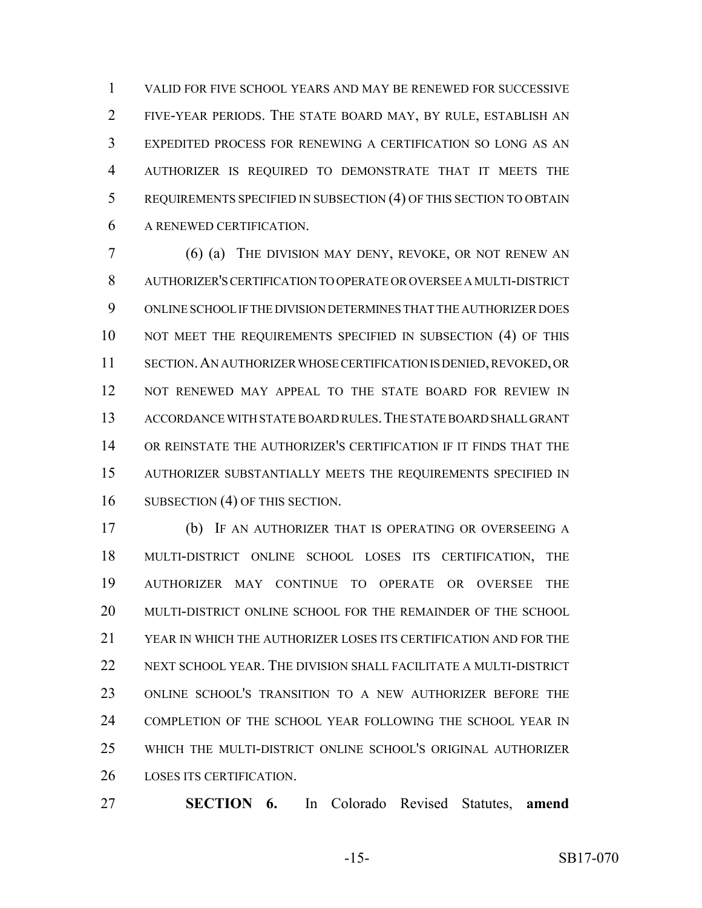VALID FOR FIVE SCHOOL YEARS AND MAY BE RENEWED FOR SUCCESSIVE FIVE-YEAR PERIODS. THE STATE BOARD MAY, BY RULE, ESTABLISH AN EXPEDITED PROCESS FOR RENEWING A CERTIFICATION SO LONG AS AN AUTHORIZER IS REQUIRED TO DEMONSTRATE THAT IT MEETS THE REQUIREMENTS SPECIFIED IN SUBSECTION (4) OF THIS SECTION TO OBTAIN A RENEWED CERTIFICATION.

(6) (a) THE DIVISION MAY DENY, REVOKE, OR NOT RENEW AN AUTHORIZER'S CERTIFICATION TO OPERATE OR OVERSEE A MULTI-DISTRICT ONLINE SCHOOL IF THE DIVISION DETERMINES THAT THE AUTHORIZER DOES NOT MEET THE REQUIREMENTS SPECIFIED IN SUBSECTION (4) OF THIS SECTION. AN AUTHORIZER WHOSE CERTIFICATION IS DENIED, REVOKED, OR NOT RENEWED MAY APPEAL TO THE STATE BOARD FOR REVIEW IN ACCORDANCE WITH STATE BOARD RULES. THE STATE BOARD SHALL GRANT OR REINSTATE THE AUTHORIZER'S CERTIFICATION IF IT FINDS THAT THE AUTHORIZER SUBSTANTIALLY MEETS THE REQUIREMENTS SPECIFIED IN SUBSECTION (4) OF THIS SECTION.

(b) IF AN AUTHORIZER THAT IS OPERATING OR OVERSEEING A MULTI-DISTRICT ONLINE SCHOOL LOSES ITS CERTIFICATION, THE AUTHORIZER MAY CONTINUE TO OPERATE OR OVERSEE THE MULTI-DISTRICT ONLINE SCHOOL FOR THE REMAINDER OF THE SCHOOL YEAR IN WHICH THE AUTHORIZER LOSES ITS CERTIFICATION AND FOR THE NEXT SCHOOL YEAR. THE DIVISION SHALL FACILITATE A MULTI-DISTRICT ONLINE SCHOOL'S TRANSITION TO A NEW AUTHORIZER BEFORE THE COMPLETION OF THE SCHOOL YEAR FOLLOWING THE SCHOOL YEAR IN WHICH THE MULTI-DISTRICT ONLINE SCHOOL'S ORIGINAL AUTHORIZER LOSES ITS CERTIFICATION.

**SECTION 6.** In Colorado Revised Statutes, **amend**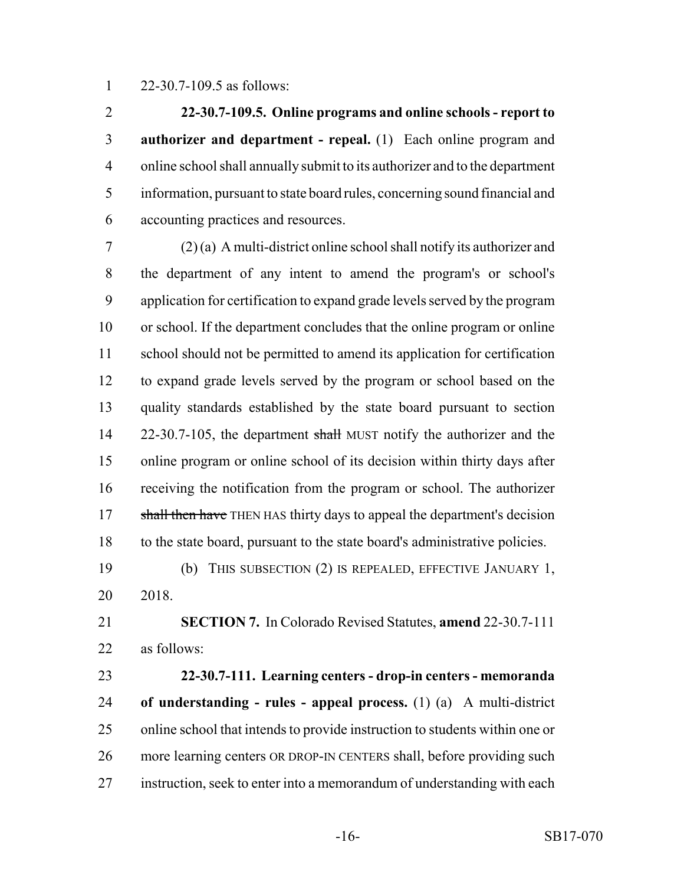22-30.7-109.5 as follows:

**22-30.7-109.5. Online programs and online schools - report to authorizer and department - repeal.** (1) Each online program and online school shall annually submit to its authorizer and to the department information, pursuant to state board rules, concerning sound financial and accounting practices and resources.

(2) (a) A multi-district online school shall notify its authorizer and the department of any intent to amend the program's or school's application for certification to expand grade levels served by the program or school. If the department concludes that the online program or online school should not be permitted to amend its application for certification to expand grade levels served by the program or school based on the quality standards established by the state board pursuant to section 22-30.7-105, the department ~~shall~~ MUST notify the authorizer and the online program or online school of its decision within thirty days after receiving the notification from the program or school. The authorizer ~~shall then have~~ THEN HAS thirty days to appeal the department's decision to the state board, pursuant to the state board's administrative policies.

(b) THIS SUBSECTION (2) IS REPEALED, EFFECTIVE JANUARY 1, 2018.

**SECTION 7.** In Colorado Revised Statutes, **amend** 22-30.7-111 as follows:

**22-30.7-111. Learning centers - drop-in centers - memoranda of understanding - rules - appeal process.** (1) (a) A multi-district online school that intends to provide instruction to students within one or more learning centers OR DROP-IN CENTERS shall, before providing such instruction, seek to enter into a memorandum of understanding with each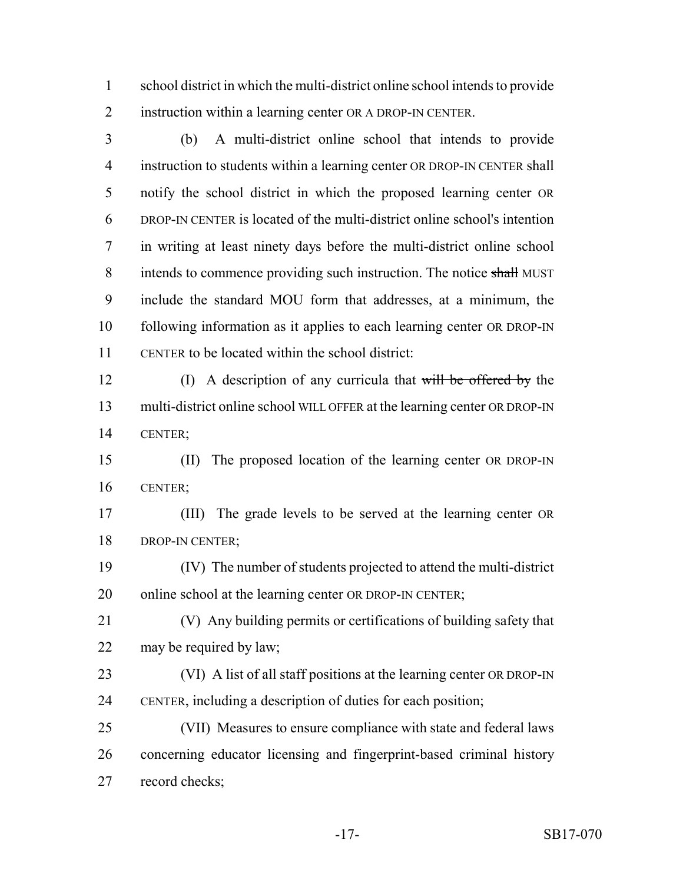school district in which the multi-district online school intends to provide instruction within a learning center OR A DROP-IN CENTER.

(b) A multi-district online school that intends to provide instruction to students within a learning center OR DROP-IN CENTER shall notify the school district in which the proposed learning center OR DROP-IN CENTER is located of the multi-district online school's intention in writing at least ninety days before the multi-district online school intends to commence providing such instruction. The notice ~~shall~~ MUST include the standard MOU form that addresses, at a minimum, the following information as it applies to each learning center OR DROP-IN CENTER to be located within the school district:

(I) A description of any curricula that ~~will be offered by~~ the multi-district online school WILL OFFER at the learning center OR DROP-IN CENTER;

(II) The proposed location of the learning center OR DROP-IN CENTER;

(III) The grade levels to be served at the learning center OR DROP-IN CENTER;

(IV) The number of students projected to attend the multi-district online school at the learning center OR DROP-IN CENTER;

(V) Any building permits or certifications of building safety that may be required by law;

(VI) A list of all staff positions at the learning center OR DROP-IN CENTER, including a description of duties for each position;

(VII) Measures to ensure compliance with state and federal laws concerning educator licensing and fingerprint-based criminal history record checks;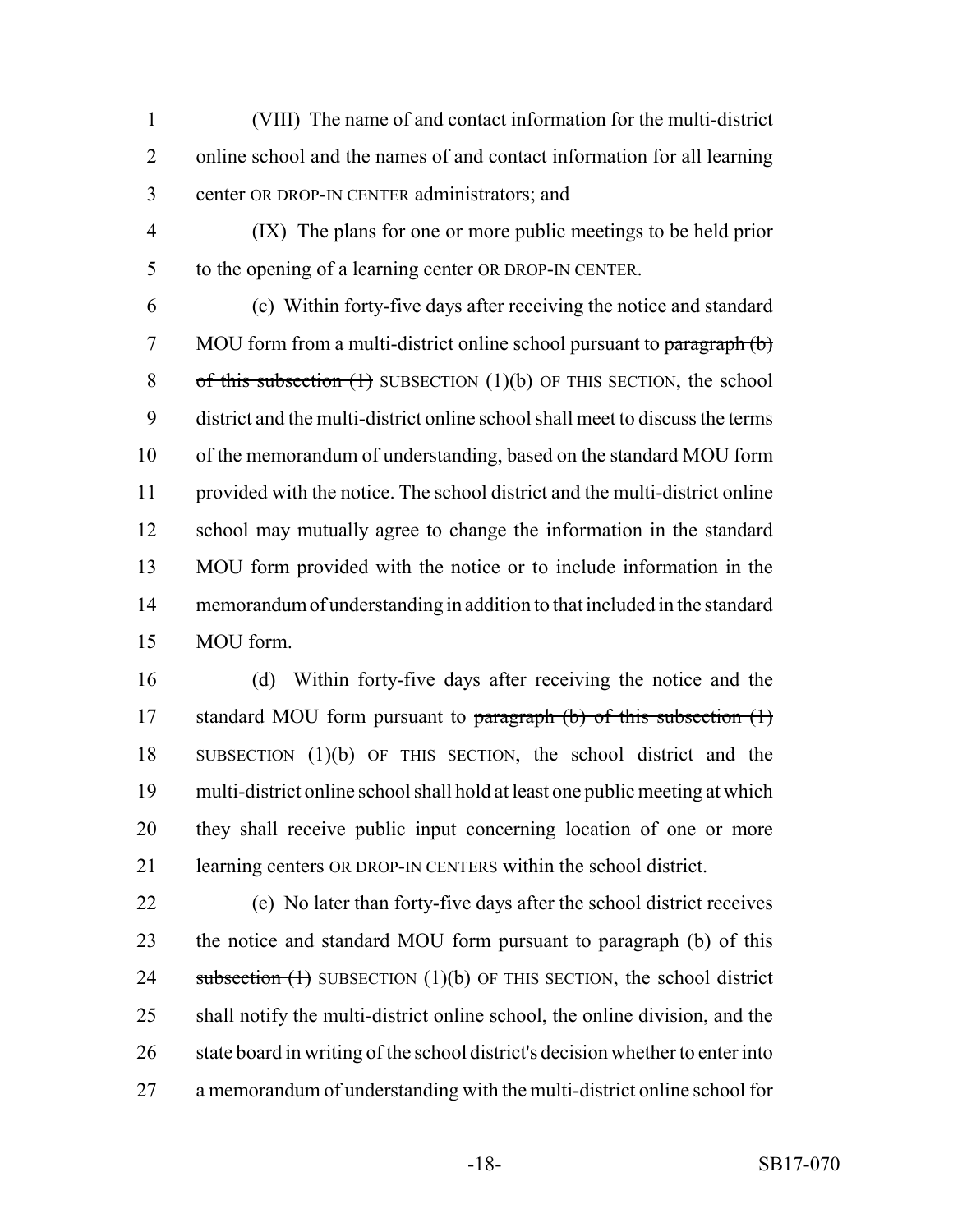(VIII) The name of and contact information for the multi-district online school and the names of and contact information for all learning center OR DROP-IN CENTER administrators; and

(IX) The plans for one or more public meetings to be held prior to the opening of a learning center OR DROP-IN CENTER.

(c) Within forty-five days after receiving the notice and standard MOU form from a multi-district online school pursuant to ~~paragraph (b) of this subsection (1)~~ SUBSECTION (1)(b) OF THIS SECTION, the school district and the multi-district online school shall meet to discuss the terms of the memorandum of understanding, based on the standard MOU form provided with the notice. The school district and the multi-district online school may mutually agree to change the information in the standard MOU form provided with the notice or to include information in the memorandum of understanding in addition to that included in the standard MOU form.

(d) Within forty-five days after receiving the notice and the standard MOU form pursuant to ~~paragraph (b) of this subsection (1)~~ SUBSECTION (1)(b) OF THIS SECTION, the school district and the multi-district online school shall hold at least one public meeting at which they shall receive public input concerning location of one or more learning centers OR DROP-IN CENTERS within the school district.

(e) No later than forty-five days after the school district receives the notice and standard MOU form pursuant to ~~paragraph (b) of this subsection (1)~~ SUBSECTION (1)(b) OF THIS SECTION, the school district shall notify the multi-district online school, the online division, and the state board in writing of the school district's decision whether to enter into a memorandum of understanding with the multi-district online school for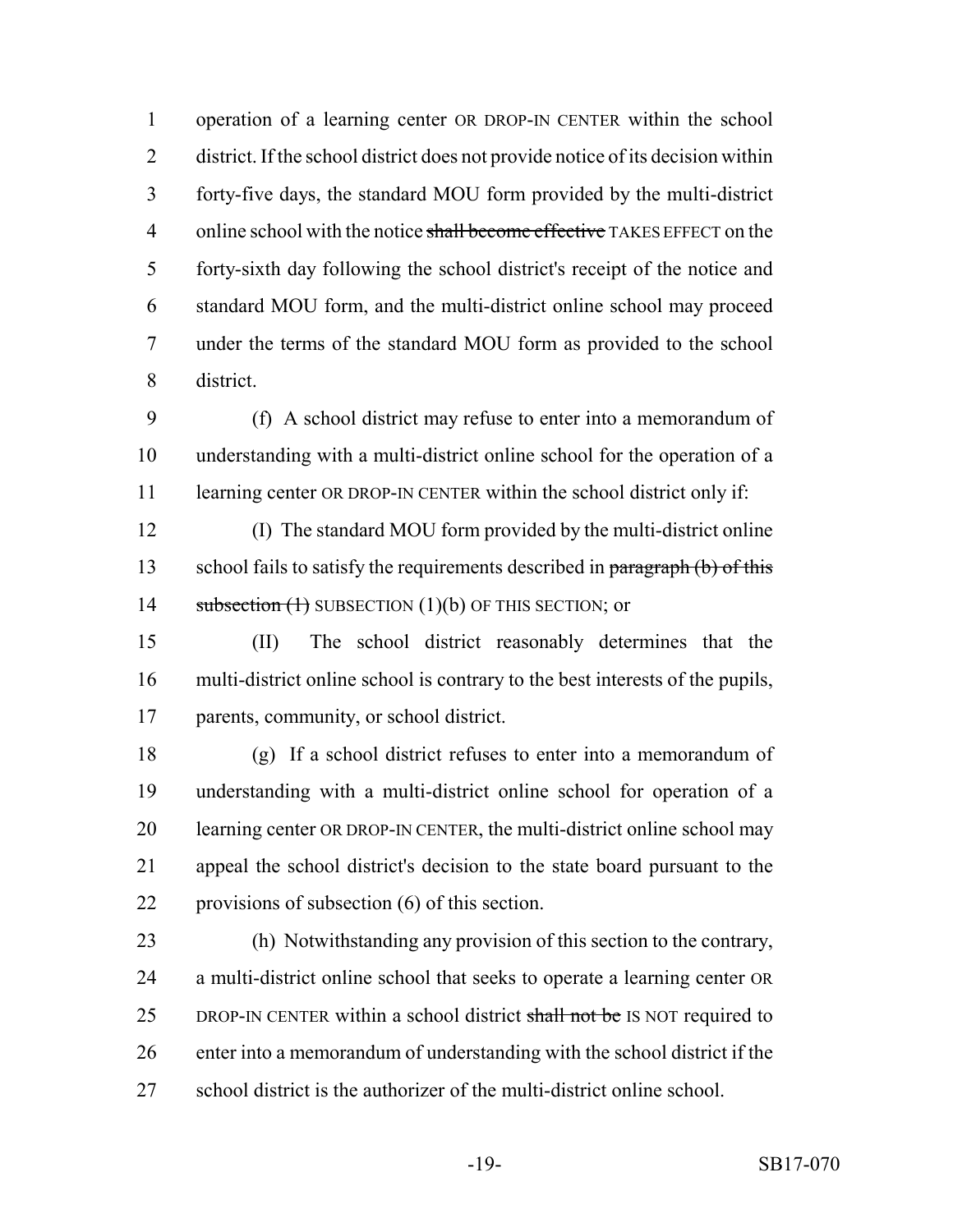operation of a learning center OR DROP-IN CENTER within the school district. If the school district does not provide notice of its decision within forty-five days, the standard MOU form provided by the multi-district online school with the notice ~~shall become effective~~ TAKES EFFECT on the forty-sixth day following the school district's receipt of the notice and standard MOU form, and the multi-district online school may proceed under the terms of the standard MOU form as provided to the school district.

(f) A school district may refuse to enter into a memorandum of understanding with a multi-district online school for the operation of a learning center OR DROP-IN CENTER within the school district only if:

(I) The standard MOU form provided by the multi-district online school fails to satisfy the requirements described in ~~paragraph (b) of this subsection (1)~~ SUBSECTION (1)(b) OF THIS SECTION; or

(II) The school district reasonably determines that the multi-district online school is contrary to the best interests of the pupils, parents, community, or school district.

(g) If a school district refuses to enter into a memorandum of understanding with a multi-district online school for operation of a learning center OR DROP-IN CENTER, the multi-district online school may appeal the school district's decision to the state board pursuant to the provisions of subsection (6) of this section.

(h) Notwithstanding any provision of this section to the contrary, a multi-district online school that seeks to operate a learning center OR DROP-IN CENTER within a school district ~~shall not be~~ IS NOT required to enter into a memorandum of understanding with the school district if the school district is the authorizer of the multi-district online school.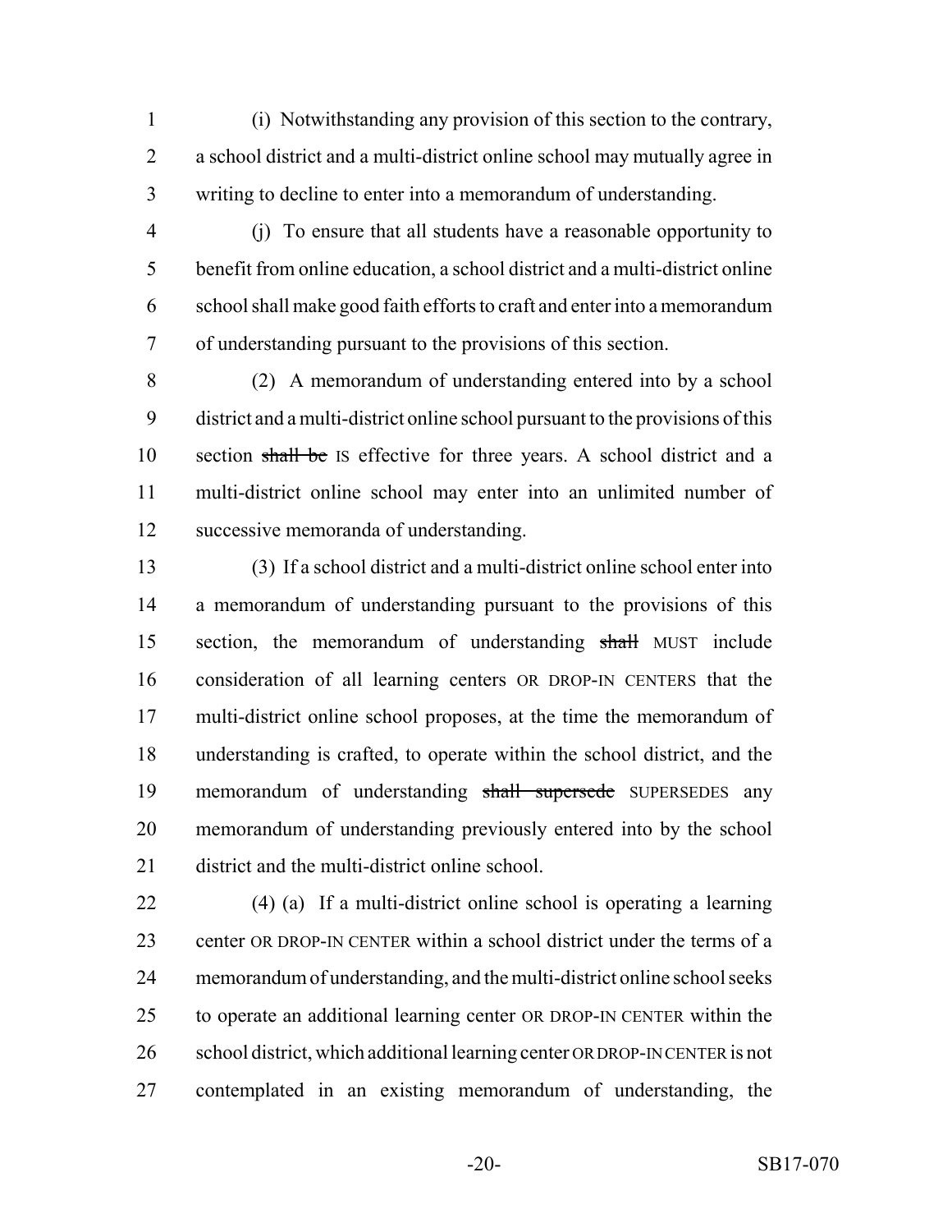(i) Notwithstanding any provision of this section to the contrary, a school district and a multi-district online school may mutually agree in writing to decline to enter into a memorandum of understanding.

(j) To ensure that all students have a reasonable opportunity to benefit from online education, a school district and a multi-district online school shall make good faith efforts to craft and enter into a memorandum of understanding pursuant to the provisions of this section.

(2) A memorandum of understanding entered into by a school district and a multi-district online school pursuant to the provisions of this section ~~shall be~~ IS effective for three years. A school district and a multi-district online school may enter into an unlimited number of successive memoranda of understanding.

(3) If a school district and a multi-district online school enter into a memorandum of understanding pursuant to the provisions of this section, the memorandum of understanding ~~shall~~ MUST include consideration of all learning centers OR DROP-IN CENTERS that the multi-district online school proposes, at the time the memorandum of understanding is crafted, to operate within the school district, and the memorandum of understanding ~~shall supersede~~ SUPERSEDES any memorandum of understanding previously entered into by the school district and the multi-district online school.

(4) (a) If a multi-district online school is operating a learning center OR DROP-IN CENTER within a school district under the terms of a memorandum of understanding, and the multi-district online school seeks to operate an additional learning center OR DROP-IN CENTER within the school district, which additional learning center OR DROP-IN CENTER is not contemplated in an existing memorandum of understanding, the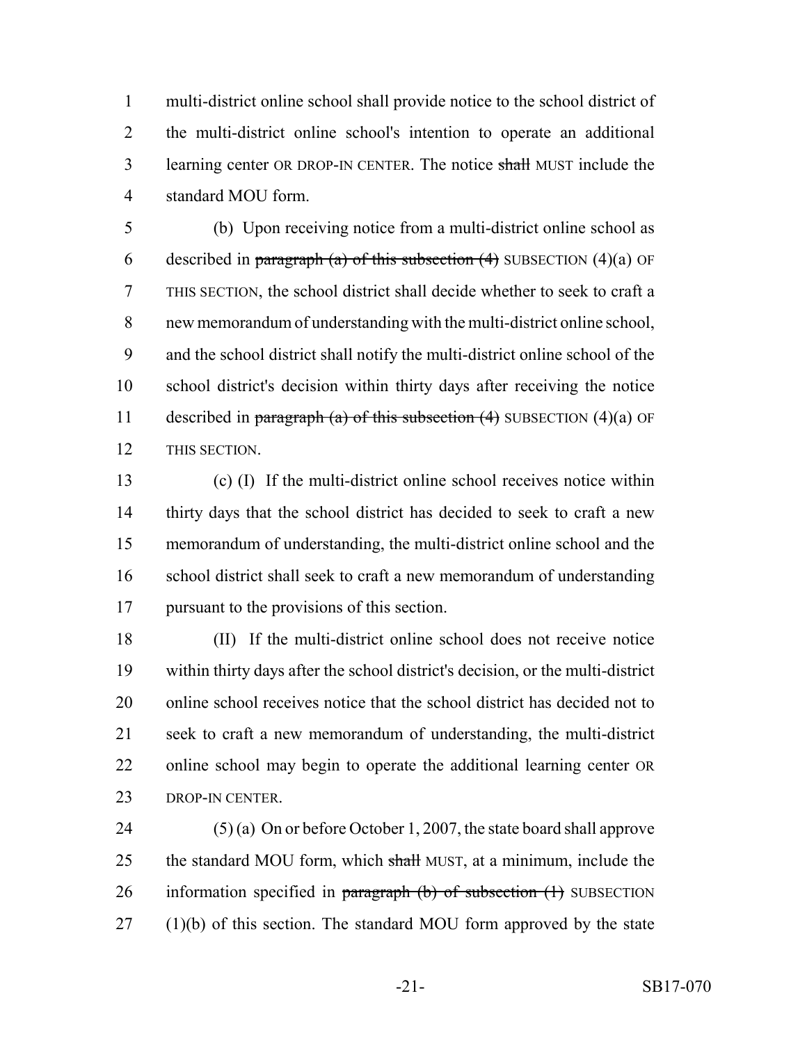multi-district online school shall provide notice to the school district of the multi-district online school's intention to operate an additional learning center OR DROP-IN CENTER. The notice ~~shall~~ MUST include the standard MOU form.

(b) Upon receiving notice from a multi-district online school as described in ~~paragraph (a) of this subsection (4)~~ SUBSECTION (4)(a) OF THIS SECTION, the school district shall decide whether to seek to craft a new memorandum of understanding with the multi-district online school, and the school district shall notify the multi-district online school of the school district's decision within thirty days after receiving the notice described in ~~paragraph (a) of this subsection (4)~~ SUBSECTION (4)(a) OF THIS SECTION.

(c) (I) If the multi-district online school receives notice within thirty days that the school district has decided to seek to craft a new memorandum of understanding, the multi-district online school and the school district shall seek to craft a new memorandum of understanding pursuant to the provisions of this section.

(II) If the multi-district online school does not receive notice within thirty days after the school district's decision, or the multi-district online school receives notice that the school district has decided not to seek to craft a new memorandum of understanding, the multi-district online school may begin to operate the additional learning center OR DROP-IN CENTER.

(5) (a) On or before October 1, 2007, the state board shall approve the standard MOU form, which ~~shall~~ MUST, at a minimum, include the information specified in ~~paragraph (b) of subsection (1)~~ SUBSECTION (1)(b) of this section. The standard MOU form approved by the state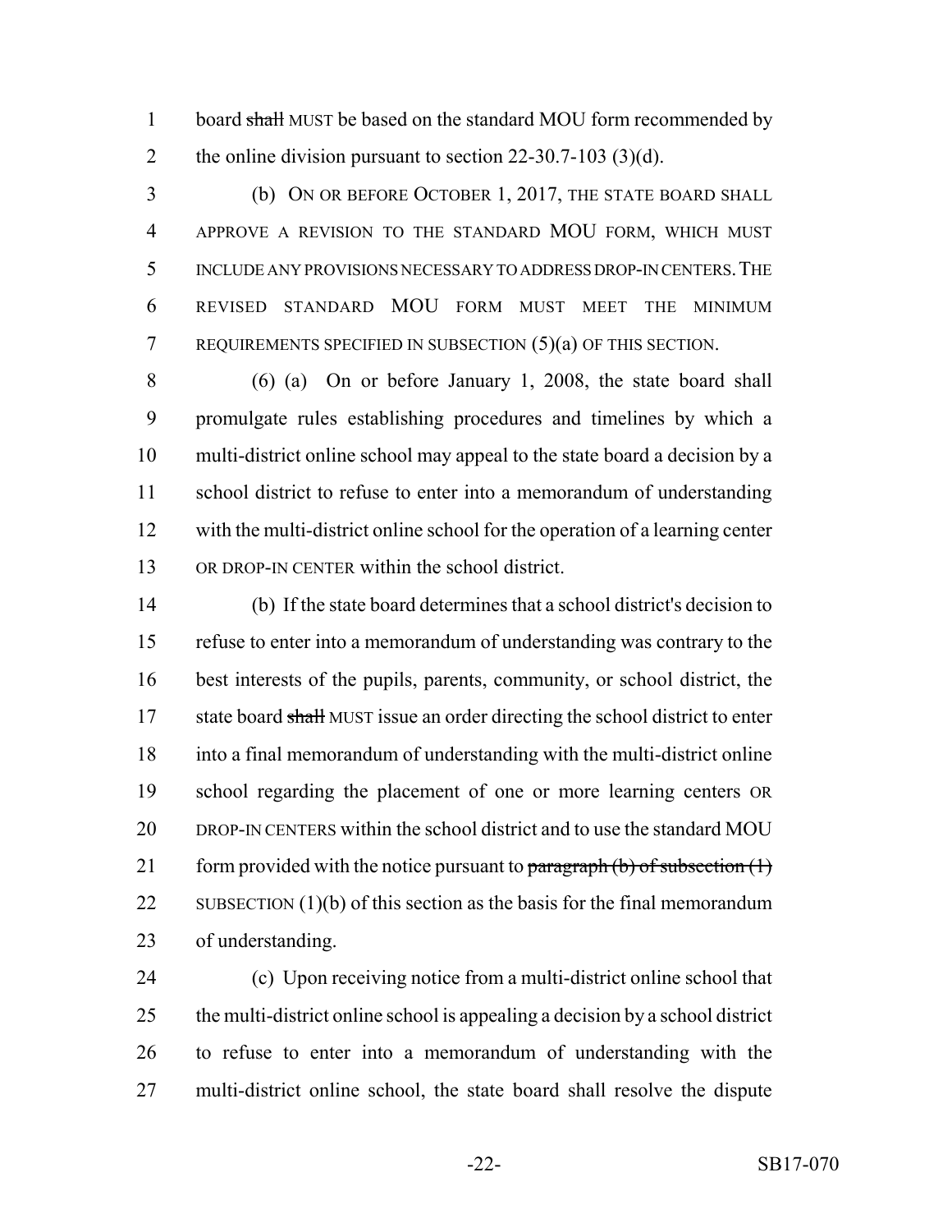board ~~shall~~ MUST be based on the standard MOU form recommended by the online division pursuant to section 22-30.7-103 (3)(d).

(b) ON OR BEFORE OCTOBER 1, 2017, THE STATE BOARD SHALL APPROVE A REVISION TO THE STANDARD MOU FORM, WHICH MUST INCLUDE ANY PROVISIONS NECESSARY TO ADDRESS DROP-IN CENTERS. THE REVISED STANDARD MOU FORM MUST MEET THE MINIMUM REQUIREMENTS SPECIFIED IN SUBSECTION (5)(a) OF THIS SECTION.

(6) (a) On or before January 1, 2008, the state board shall promulgate rules establishing procedures and timelines by which a multi-district online school may appeal to the state board a decision by a school district to refuse to enter into a memorandum of understanding with the multi-district online school for the operation of a learning center OR DROP-IN CENTER within the school district.

(b) If the state board determines that a school district's decision to refuse to enter into a memorandum of understanding was contrary to the best interests of the pupils, parents, community, or school district, the state board ~~shall~~ MUST issue an order directing the school district to enter into a final memorandum of understanding with the multi-district online school regarding the placement of one or more learning centers OR DROP-IN CENTERS within the school district and to use the standard MOU form provided with the notice pursuant to ~~paragraph (b) of subsection (1)~~ SUBSECTION (1)(b) of this section as the basis for the final memorandum of understanding.

(c) Upon receiving notice from a multi-district online school that the multi-district online school is appealing a decision by a school district to refuse to enter into a memorandum of understanding with the multi-district online school, the state board shall resolve the dispute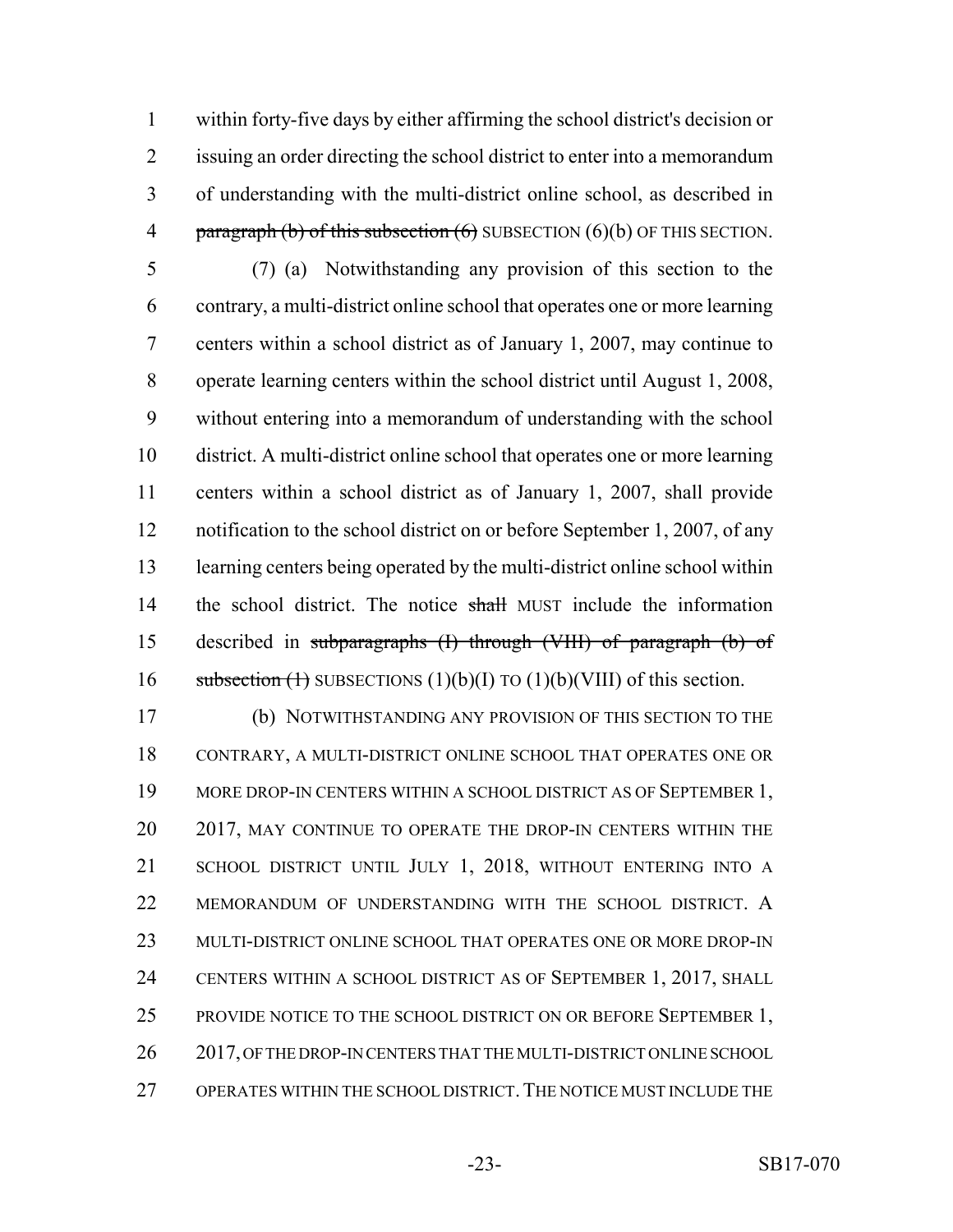within forty-five days by either affirming the school district's decision or issuing an order directing the school district to enter into a memorandum of understanding with the multi-district online school, as described in ~~paragraph (b) of this subsection (6)~~ SUBSECTION (6)(b) OF THIS SECTION.

(7) (a) Notwithstanding any provision of this section to the contrary, a multi-district online school that operates one or more learning centers within a school district as of January 1, 2007, may continue to operate learning centers within the school district until August 1, 2008, without entering into a memorandum of understanding with the school district. A multi-district online school that operates one or more learning centers within a school district as of January 1, 2007, shall provide notification to the school district on or before September 1, 2007, of any learning centers being operated by the multi-district online school within the school district. The notice ~~shall~~ MUST include the information described in ~~subparagraphs (I) through (VIII) of paragraph (b) of subsection (1)~~ SUBSECTIONS (1)(b)(I) TO (1)(b)(VIII) of this section.

(b) NOTWITHSTANDING ANY PROVISION OF THIS SECTION TO THE CONTRARY, A MULTI-DISTRICT ONLINE SCHOOL THAT OPERATES ONE OR MORE DROP-IN CENTERS WITHIN A SCHOOL DISTRICT AS OF SEPTEMBER 1, 2017, MAY CONTINUE TO OPERATE THE DROP-IN CENTERS WITHIN THE SCHOOL DISTRICT UNTIL JULY 1, 2018, WITHOUT ENTERING INTO A MEMORANDUM OF UNDERSTANDING WITH THE SCHOOL DISTRICT. A MULTI-DISTRICT ONLINE SCHOOL THAT OPERATES ONE OR MORE DROP-IN CENTERS WITHIN A SCHOOL DISTRICT AS OF SEPTEMBER 1, 2017, SHALL PROVIDE NOTICE TO THE SCHOOL DISTRICT ON OR BEFORE SEPTEMBER 1, 2017, OF THE DROP-IN CENTERS THAT THE MULTI-DISTRICT ONLINE SCHOOL OPERATES WITHIN THE SCHOOL DISTRICT. THE NOTICE MUST INCLUDE THE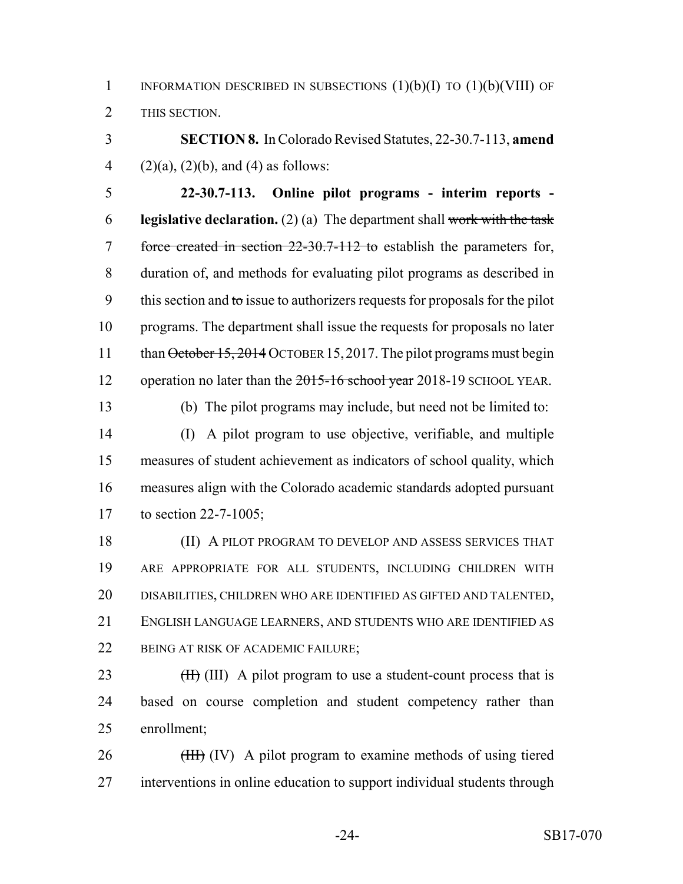INFORMATION DESCRIBED IN SUBSECTIONS (1)(b)(I) TO (1)(b)(VIII) OF THIS SECTION.

**SECTION 8.** In Colorado Revised Statutes, 22-30.7-113, **amend** (2)(a), (2)(b), and (4) as follows:

**22-30.7-113. Online pilot programs - interim reports - legislative declaration.** (2) (a) The department shall ~~work with the task force created in section 22-30.7-112 to~~ establish the parameters for, duration of, and methods for evaluating pilot programs as described in this section and ~~to~~ issue to authorizers requests for proposals for the pilot programs. The department shall issue the requests for proposals no later than ~~October 15, 2014~~ OCTOBER 15, 2017. The pilot programs must begin operation no later than the ~~2015-16 school year~~ 2018-19 SCHOOL YEAR.

(b) The pilot programs may include, but need not be limited to:

(I) A pilot program to use objective, verifiable, and multiple measures of student achievement as indicators of school quality, which measures align with the Colorado academic standards adopted pursuant to section 22-7-1005;

(II) A PILOT PROGRAM TO DEVELOP AND ASSESS SERVICES THAT ARE APPROPRIATE FOR ALL STUDENTS, INCLUDING CHILDREN WITH DISABILITIES, CHILDREN WHO ARE IDENTIFIED AS GIFTED AND TALENTED, ENGLISH LANGUAGE LEARNERS, AND STUDENTS WHO ARE IDENTIFIED AS BEING AT RISK OF ACADEMIC FAILURE;

~~(II)~~ (III) A pilot program to use a student-count process that is based on course completion and student competency rather than enrollment;

~~(III)~~ (IV) A pilot program to examine methods of using tiered interventions in online education to support individual students through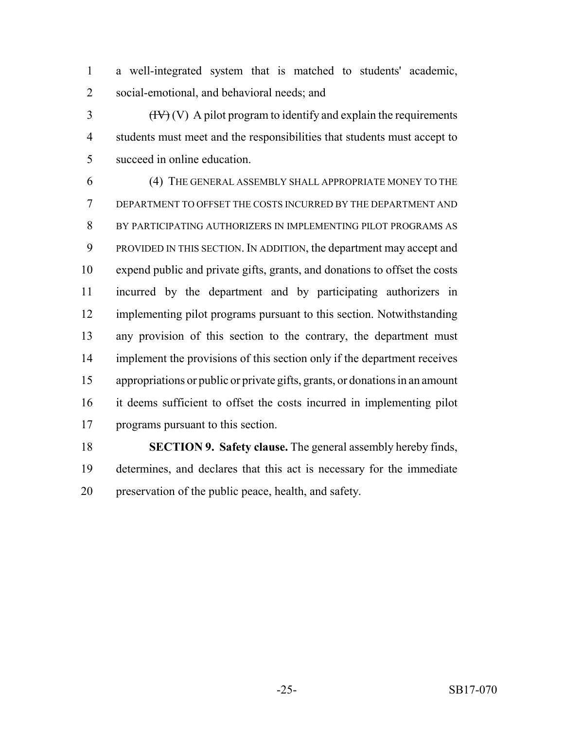a well-integrated system that is matched to students' academic, social-emotional, and behavioral needs; and

~~(IV)~~ (V) A pilot program to identify and explain the requirements students must meet and the responsibilities that students must accept to succeed in online education.

(4) THE GENERAL ASSEMBLY SHALL APPROPRIATE MONEY TO THE DEPARTMENT TO OFFSET THE COSTS INCURRED BY THE DEPARTMENT AND BY PARTICIPATING AUTHORIZERS IN IMPLEMENTING PILOT PROGRAMS AS PROVIDED IN THIS SECTION. IN ADDITION, the department may accept and expend public and private gifts, grants, and donations to offset the costs incurred by the department and by participating authorizers in implementing pilot programs pursuant to this section. Notwithstanding any provision of this section to the contrary, the department must implement the provisions of this section only if the department receives appropriations or public or private gifts, grants, or donations in an amount it deems sufficient to offset the costs incurred in implementing pilot programs pursuant to this section.

**SECTION 9. Safety clause.** The general assembly hereby finds, determines, and declares that this act is necessary for the immediate preservation of the public peace, health, and safety.